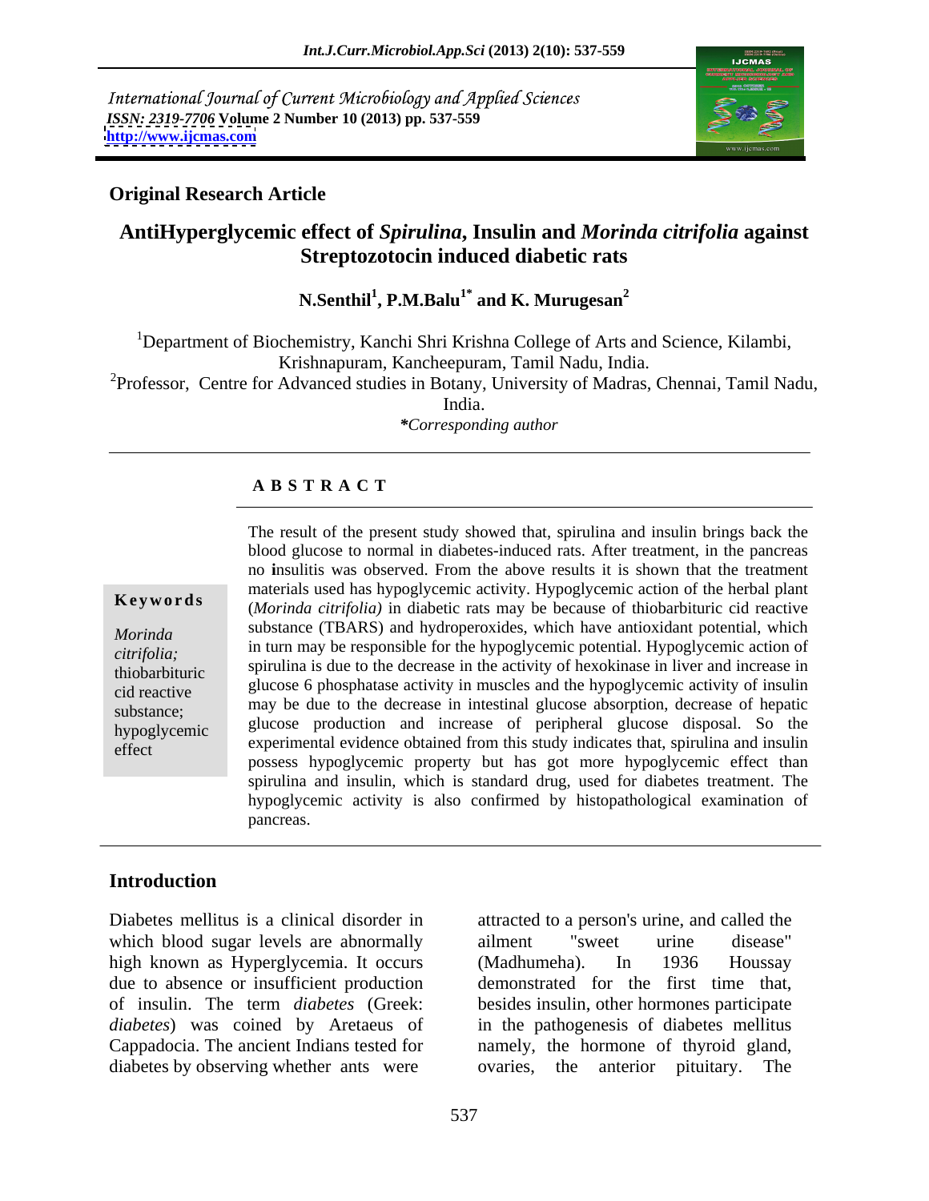International Journal of Current Microbiology and Applied Sciences
*ISSN: 2319-7706* **Volume 2 Number 10 (2013) pp. 537-559**
**http://www.ijcmas.com**

**Original Research Article**

# AntiHyperglycemic effect of *Spirulina*, Insulin and *Morinda citrifolia* against Streptozotocin induced diabetic rats

**N.Senthil[1], P.M.Balu[1*] and K. Murugesan[2]**

[1]Department of Biochemistry, Kanchi Shri Krishna College of Arts and Science, Kilambi, Krishnapuram, Kancheepuram, Tamil Nadu, India.
[2]Professor, Centre for Advanced studies in Botany, University of Madras, Chennai, Tamil Nadu, India.
*\*Corresponding author*

**A B S T R A C T**

**Keywords**

*Morinda citrifolia;* thiobarbituric cid reactive substance; hypoglycemic effect

The result of the present study showed that, spirulina and insulin brings back the blood glucose to normal in diabetes-induced rats. After treatment, in the pancreas no **i**nsulitis was observed. From the above results it is shown that the treatment materials used has hypoglycemic activity. Hypoglycemic action of the herbal plant (*Morinda citrifolia)* in diabetic rats may be because of thiobarbituric cid reactive substance (TBARS) and hydroperoxides, which have antioxidant potential, which in turn may be responsible for the hypoglycemic potential. Hypoglycemic action of spirulina is due to the decrease in the activity of hexokinase in liver and increase in glucose 6 phosphatase activity in muscles and the hypoglycemic activity of insulin may be due to the decrease in intestinal glucose absorption, decrease of hepatic glucose production and increase of peripheral glucose disposal. So the experimental evidence obtained from this study indicates that, spirulina and insulin possess hypoglycemic property but has got more hypoglycemic effect than spirulina and insulin, which is standard drug, used for diabetes treatment. The hypoglycemic activity is also confirmed by histopathological examination of pancreas.

## Introduction

Diabetes mellitus is a clinical disorder in which blood sugar levels are abnormally high known as Hyperglycemia. It occurs due to absence or insufficient production of insulin. The term *diabetes* (Greek: *diabetes*) was coined by Aretaeus of Cappadocia. The ancient Indians tested for diabetes by observing whether ants were attracted to a person's urine, and called the ailment "sweet urine disease" (Madhumeha). In 1936 Houssay demonstrated for the first time that, besides insulin, other hormones participate in the pathogenesis of diabetes mellitus namely, the hormone of thyroid gland, ovaries, the anterior pituitary. The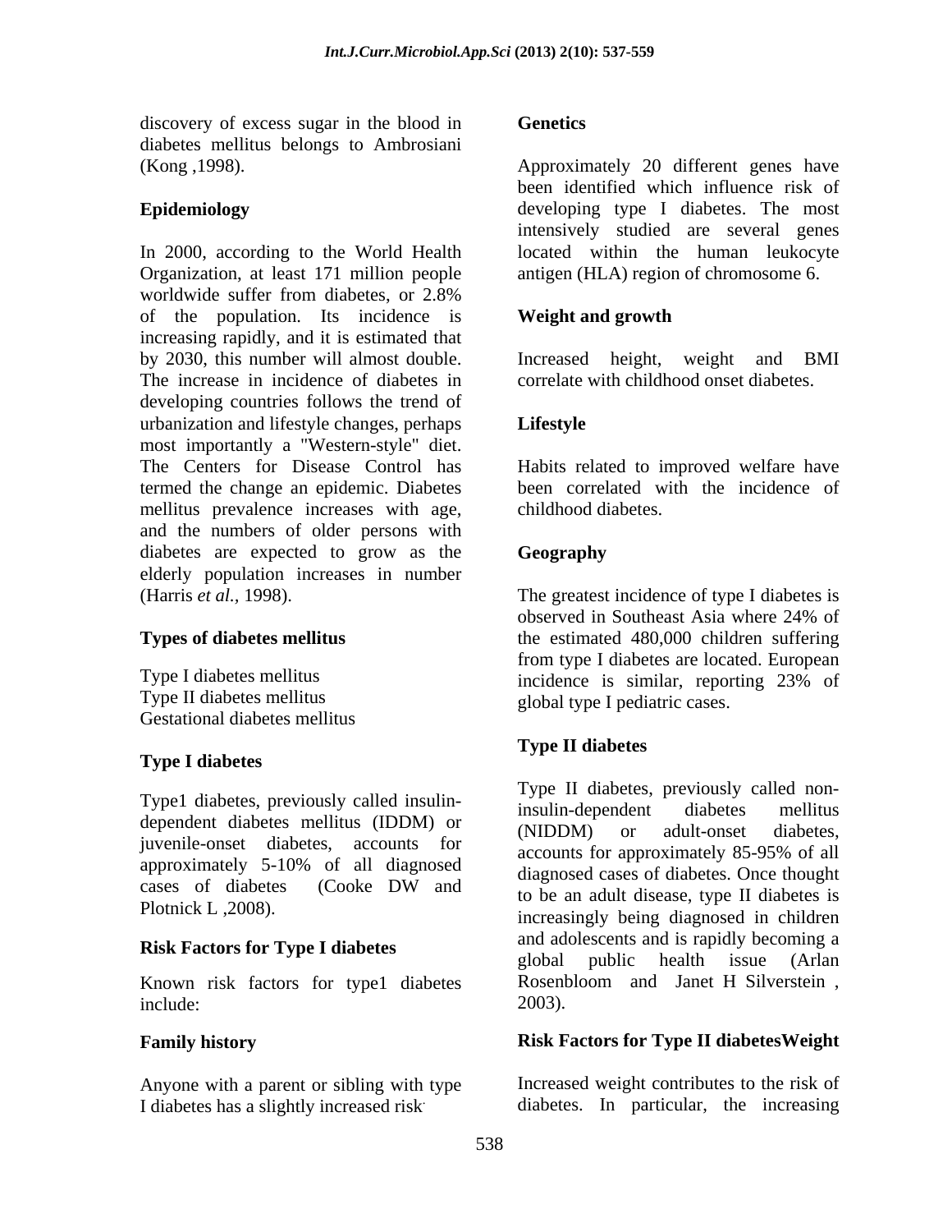discovery of excess sugar in the blood in diabetes mellitus belongs to Ambrosiani (Kong ,1998).

## Epidemiology

In 2000, according to the World Health Organization, at least 171 million people worldwide suffer from diabetes, or 2.8% of the population. Its incidence is increasing rapidly, and it is estimated that by 2030, this number will almost double. The increase in incidence of diabetes in developing countries follows the trend of urbanization and lifestyle changes, perhaps most importantly a "Western-style" diet. The Centers for Disease Control has termed the change an epidemic. Diabetes mellitus prevalence increases with age, and the numbers of older persons with diabetes are expected to grow as the elderly population increases in number (Harris *et al.*, 1998).

## Types of diabetes mellitus

Type I diabetes mellitus
Type II diabetes mellitus
Gestational diabetes mellitus

## Type I diabetes

Type1 diabetes, previously called insulin-dependent diabetes mellitus (IDDM) or juvenile-onset diabetes, accounts for approximately 5-10% of all diagnosed cases of diabetes (Cooke DW and Plotnick L ,2008).

### Risk Factors for Type I diabetes

Known risk factors for type1 diabetes include:

### Family history

Anyone with a parent or sibling with type I diabetes has a slightly increased risk.

### Genetics

Approximately 20 different genes have been identified which influence risk of developing type I diabetes. The most intensively studied are several genes located within the human leukocyte antigen (HLA) region of chromosome 6.

### Weight and growth

Increased height, weight and BMI correlate with childhood onset diabetes.

### Lifestyle

Habits related to improved welfare have been correlated with the incidence of childhood diabetes.

### Geography

The greatest incidence of type I diabetes is observed in Southeast Asia where 24% of the estimated 480,000 children suffering from type I diabetes are located. European incidence is similar, reporting 23% of global type I pediatric cases.

## Type II diabetes

Type II diabetes, previously called non-insulin-dependent diabetes mellitus (NIDDM) or adult-onset diabetes, accounts for approximately 85-95% of all diagnosed cases of diabetes. Once thought to be an adult disease, type II diabetes is increasingly being diagnosed in children and adolescents and is rapidly becoming a global public health issue (Arlan Rosenbloom and Janet H Silverstein , 2003).

### Risk Factors for Type II diabetesWeight

Increased weight contributes to the risk of diabetes. In particular, the increasing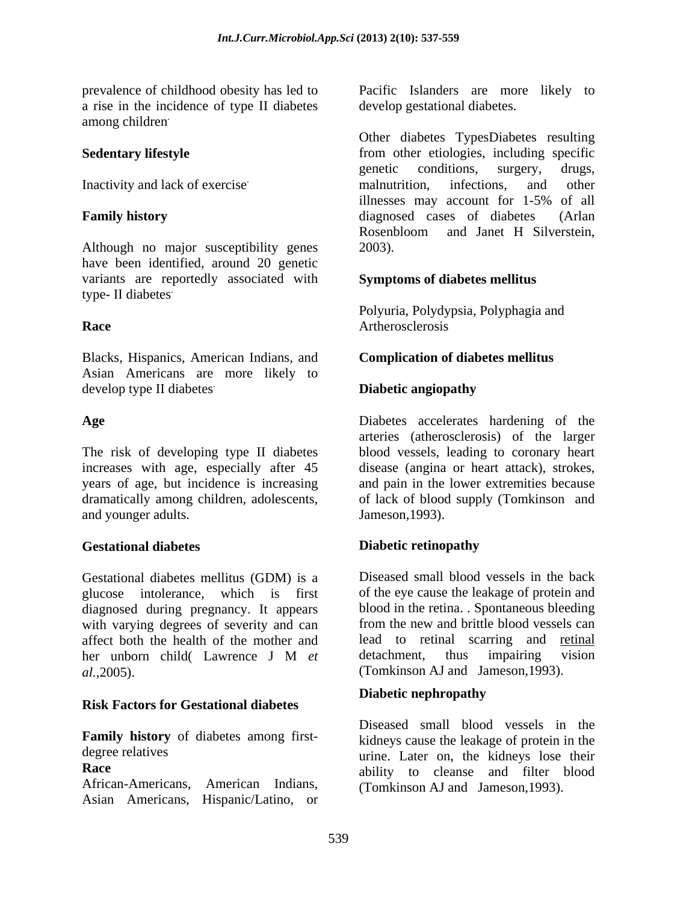prevalence of childhood obesity has led to a rise in the incidence of type II diabetes among children.

**Sedentary lifestyle**

Inactivity and lack of exercise.

**Family history**

Although no major susceptibility genes have been identified, around 20 genetic variants are reportedly associated with type- II diabetes.

**Race**

Blacks, Hispanics, American Indians, and Asian Americans are more likely to develop type II diabetes.

**Age**

The risk of developing type II diabetes increases with age, especially after 45 years of age, but incidence is increasing dramatically among children, adolescents, and younger adults.

**Gestational diabetes**

Gestational diabetes mellitus (GDM) is a glucose intolerance, which is first diagnosed during pregnancy. It appears with varying degrees of severity and can affect both the health of the mother and her unborn child( Lawrence J M *et al.*,2005).

**Risk Factors for Gestational diabetes**

**Family history** of diabetes among first-degree relatives

**Race**

African-Americans, American Indians, Asian Americans, Hispanic/Latino, or Pacific Islanders are more likely to develop gestational diabetes.

Other diabetes TypesDiabetes resulting from other etiologies, including specific genetic conditions, surgery, drugs, malnutrition, infections, and other illnesses may account for 1-5% of all diagnosed cases of diabetes (Arlan Rosenbloom and Janet H Silverstein, 2003).

**Symptoms of diabetes mellitus**

Polyuria, Polydypsia, Polyphagia and Artherosclerosis

**Complication of diabetes mellitus**

**Diabetic angiopathy**

Diabetes accelerates hardening of the arteries (atherosclerosis) of the larger blood vessels, leading to coronary heart disease (angina or heart attack), strokes, and pain in the lower extremities because of lack of blood supply (Tomkinson and Jameson,1993).

**Diabetic retinopathy**

Diseased small blood vessels in the back of the eye cause the leakage of protein and blood in the retina. . Spontaneous bleeding from the new and brittle blood vessels can lead to retinal scarring and retinal detachment, thus impairing vision (Tomkinson AJ and Jameson,1993).

**Diabetic nephropathy**

Diseased small blood vessels in the kidneys cause the leakage of protein in the urine. Later on, the kidneys lose their ability to cleanse and filter blood (Tomkinson AJ and Jameson,1993).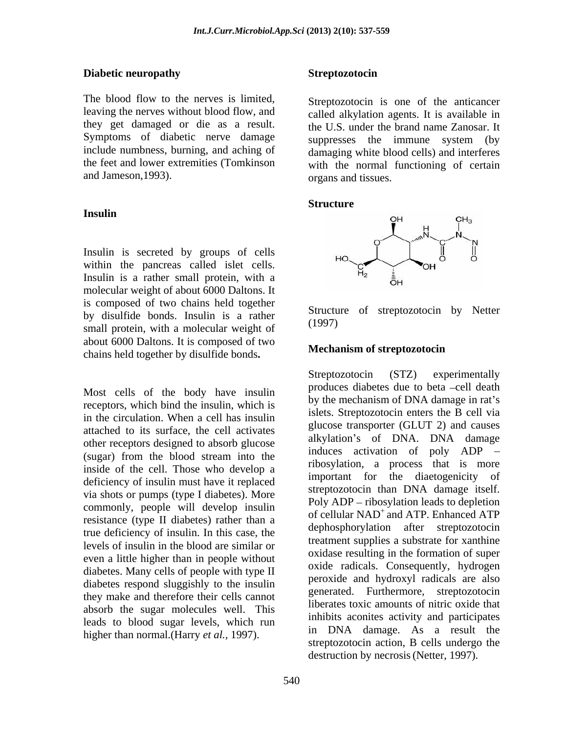**Diabetic neuropathy**

The blood flow to the nerves is limited, leaving the nerves without blood flow, and they get damaged or die as a result. Symptoms of diabetic nerve damage include numbness, burning, and aching of the feet and lower extremities (Tomkinson and Jameson,1993).

**Insulin**

Insulin is secreted by groups of cells within the pancreas called islet cells. Insulin is a rather small protein, with a molecular weight of about 6000 Daltons. It is composed of two chains held together by disulfide bonds. Insulin is a rather small protein, with a molecular weight of about 6000 Daltons. It is composed of two chains held together by disulfide bonds**.**

Most cells of the body have insulin receptors, which bind the insulin, which is in the circulation. When a cell has insulin attached to its surface, the cell activates other receptors designed to absorb glucose (sugar) from the blood stream into the inside of the cell. Those who develop a deficiency of insulin must have it replaced via shots or pumps (type I diabetes). More commonly, people will develop insulin resistance (type II diabetes) rather than a true deficiency of insulin. In this case, the levels of insulin in the blood are similar or even a little higher than in people without diabetes. Many cells of people with type II diabetes respond sluggishly to the insulin they make and therefore their cells cannot absorb the sugar molecules well. This leads to blood sugar levels, which run higher than normal.(Harry *et al.,* 1997).

**Streptozotocin**

Streptozotocin is one of the anticancer called alkylation agents. It is available in the U.S. under the brand name Zanosar. It suppresses the immune system (by damaging white blood cells) and interferes with the normal functioning of certain organs and tissues.

**Structure**

Structure of streptozotocin by Netter (1997)

**Mechanism of streptozotocin**

Streptozotocin (STZ) experimentally produces diabetes due to beta –cell death by the mechanism of DNA damage in rat's islets. Streptozotocin enters the B cell via glucose transporter (GLUT 2) and causes alkylation's of DNA. DNA damage induces activation of poly ADP – ribosylation, a process that is more important for the diaetogenicity of streptozotocin than DNA damage itself. Poly ADP – ribosylation leads to depletion of cellular $NAD^+$ and ATP. Enhanced ATP dephosphorylation after streptozotocin treatment supplies a substrate for xanthine oxidase resulting in the formation of super oxide radicals. Consequently, hydrogen peroxide and hydroxyl radicals are also generated. Furthermore, streptozotocin liberates toxic amounts of nitric oxide that inhibits aconites activity and participates in DNA damage. As a result the streptozotocin action, B cells undergo the destruction by necrosis (Netter, 1997).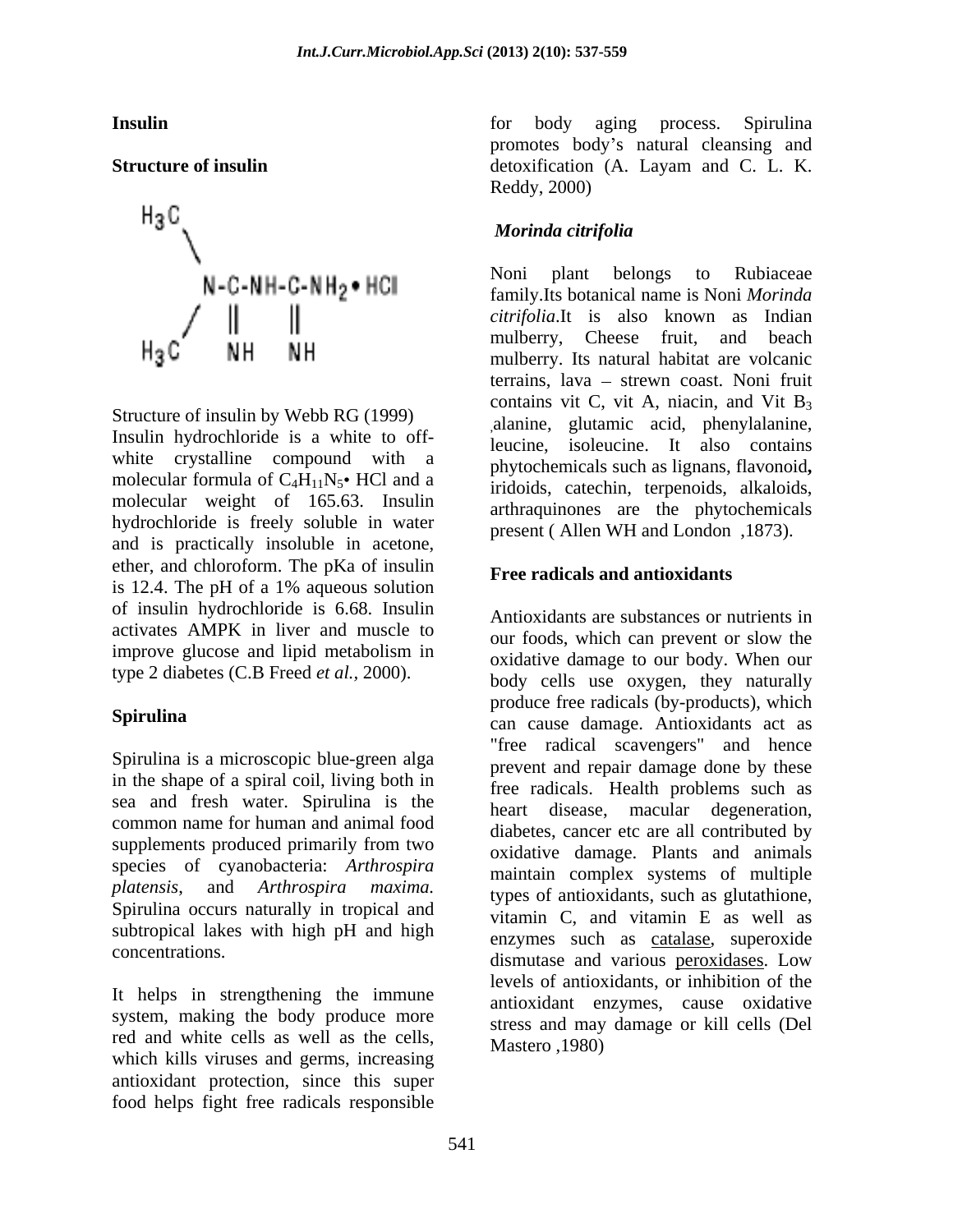**Insulin**

**Structure of insulin**

$$
\begin{array}{l}
H_3C \\
\quad \backslash \\
\quad\quad N-C-NH-C-NH_2 \bullet HCl \\
\quad / \quad \| \qquad \| \\
H_3C \quad NH \quad NH
\end{array}
$$

Structure of insulin by Webb RG (1999)

Insulin hydrochloride is a white to off-white crystalline compound with a molecular formula of $C_4H_{11}N_5$• HCl and a molecular weight of 165.63. Insulin hydrochloride is freely soluble in water and is practically insoluble in acetone, ether, and chloroform. The pKa of insulin is 12.4. The pH of a 1% aqueous solution of insulin hydrochloride is 6.68. Insulin activates AMPK in liver and muscle to improve glucose and lipid metabolism in type 2 diabetes (C.B Freed *et al.,* 2000).

**Spirulina**

Spirulina is a microscopic blue-green alga in the shape of a spiral coil, living both in sea and fresh water. Spirulina is the common name for human and animal food supplements produced primarily from two species of cyanobacteria: *Arthrospira platensis*, and *Arthrospira maxima.* Spirulina occurs naturally in tropical and subtropical lakes with high pH and high concentrations.

It helps in strengthening the immune system, making the body produce more red and white cells as well as the cells, which kills viruses and germs, increasing antioxidant protection, since this super food helps fight free radicals responsible for body aging process. Spirulina promotes body's natural cleansing and detoxification (A. Layam and C. L. K. Reddy, 2000)

***Morinda citrifolia***

Noni plant belongs to Rubiaceae family.Its botanical name is Noni *Morinda citrifolia*.It is also known as Indian mulberry, Cheese fruit, and beach mulberry. Its natural habitat are volcanic terrains, lava – strewn coast. Noni fruit contains vit C, vit A, niacin, and Vit $B_3$ ,alanine, glutamic acid, phenylalanine, leucine, isoleucine. It also contains phytochemicals such as lignans, flavonoid**,** iridoids, catechin, terpenoids, alkaloids, arthraquinones are the phytochemicals present ( Allen WH and London ,1873).

**Free radicals and antioxidants**

Antioxidants are substances or nutrients in our foods, which can prevent or slow the oxidative damage to our body. When our body cells use oxygen, they naturally produce free radicals (by-products), which can cause damage. Antioxidants act as "free radical scavengers" and hence prevent and repair damage done by these free radicals. Health problems such as heart disease, macular degeneration, diabetes, cancer etc are all contributed by oxidative damage. Plants and animals maintain complex systems of multiple types of antioxidants, such as glutathione, vitamin C, and vitamin E as well as enzymes such as catalase, superoxide dismutase and various peroxidases. Low levels of antioxidants, or inhibition of the antioxidant enzymes, cause oxidative stress and may damage or kill cells (Del Mastero ,1980)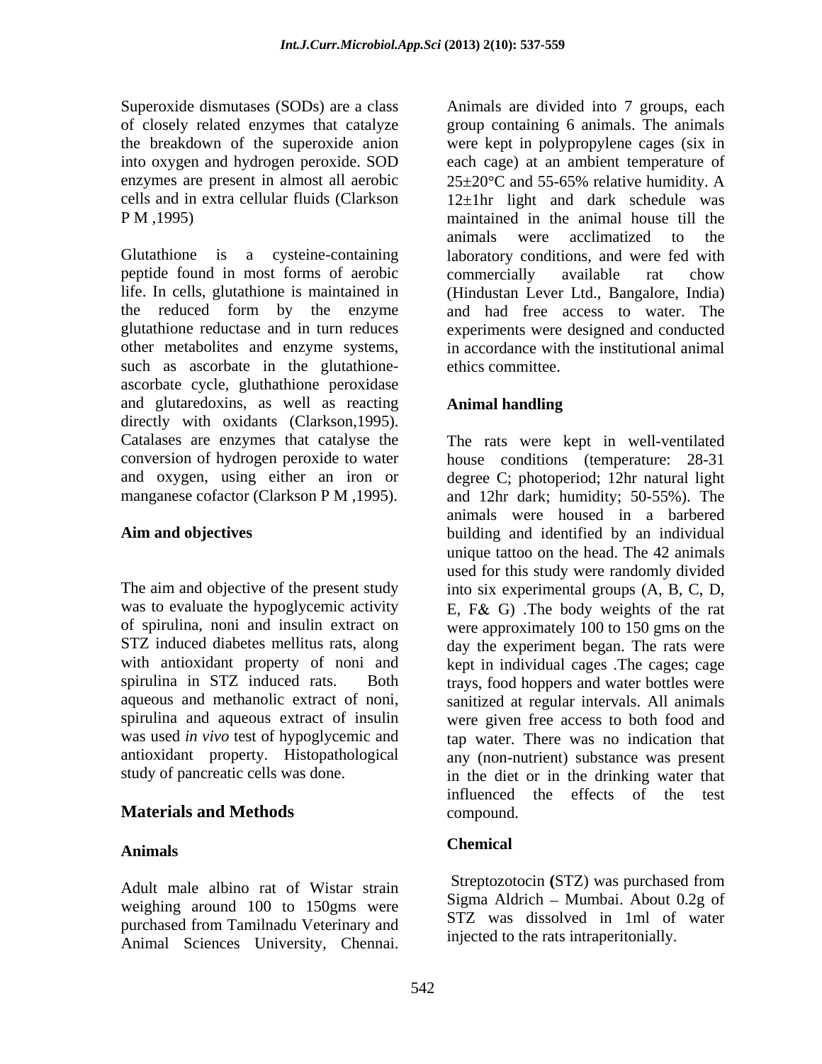Superoxide dismutases (SODs) are a class of closely related enzymes that catalyze the breakdown of the superoxide anion into oxygen and hydrogen peroxide. SOD enzymes are present in almost all aerobic cells and in extra cellular fluids (Clarkson P M ,1995)

Glutathione is a cysteine-containing peptide found in most forms of aerobic life. In cells, glutathione is maintained in the reduced form by the enzyme glutathione reductase and in turn reduces other metabolites and enzyme systems, such as ascorbate in the glutathione-ascorbate cycle, gluthathione peroxidase and glutaredoxins, as well as reacting directly with oxidants (Clarkson,1995). Catalases are enzymes that catalyse the conversion of hydrogen peroxide to water and oxygen, using either an iron or manganese cofactor (Clarkson P M ,1995).

## Aim and objectives

The aim and objective of the present study was to evaluate the hypoglycemic activity of spirulina, noni and insulin extract on STZ induced diabetes mellitus rats, along with antioxidant property of noni and spirulina in STZ induced rats. Both aqueous and methanolic extract of noni, spirulina and aqueous extract of insulin was used *in vivo* test of hypoglycemic and antioxidant property. Histopathological study of pancreatic cells was done.

## Materials and Methods

### Animals

Adult male albino rat of Wistar strain weighing around 100 to 150gms were purchased from Tamilnadu Veterinary and Animal Sciences University, Chennai. Animals are divided into 7 groups, each group containing 6 animals. The animals were kept in polypropylene cages (six in each cage) at an ambient temperature of 25±20°C and 55-65% relative humidity. A 12±1hr light and dark schedule was maintained in the animal house till the animals were acclimatized to the laboratory conditions, and were fed with commercially available rat chow (Hindustan Lever Ltd., Bangalore, India) and had free access to water. The experiments were designed and conducted in accordance with the institutional animal ethics committee.

### Animal handling

The rats were kept in well-ventilated house conditions (temperature: 28-31 degree C; photoperiod; 12hr natural light and 12hr dark; humidity; 50-55%). The animals were housed in a barbered building and identified by an individual unique tattoo on the head. The 42 animals used for this study were randomly divided into six experimental groups (A, B, C, D, E, F& G) .The body weights of the rat were approximately 100 to 150 gms on the day the experiment began. The rats were kept in individual cages .The cages; cage trays, food hoppers and water bottles were sanitized at regular intervals. All animals were given free access to both food and tap water. There was no indication that any (non-nutrient) substance was present in the diet or in the drinking water that influenced the effects of the test compound.

### Chemical

Streptozotocin **(**STZ) was purchased from Sigma Aldrich – Mumbai. About 0.2g of STZ was dissolved in 1ml of water injected to the rats intraperitonially.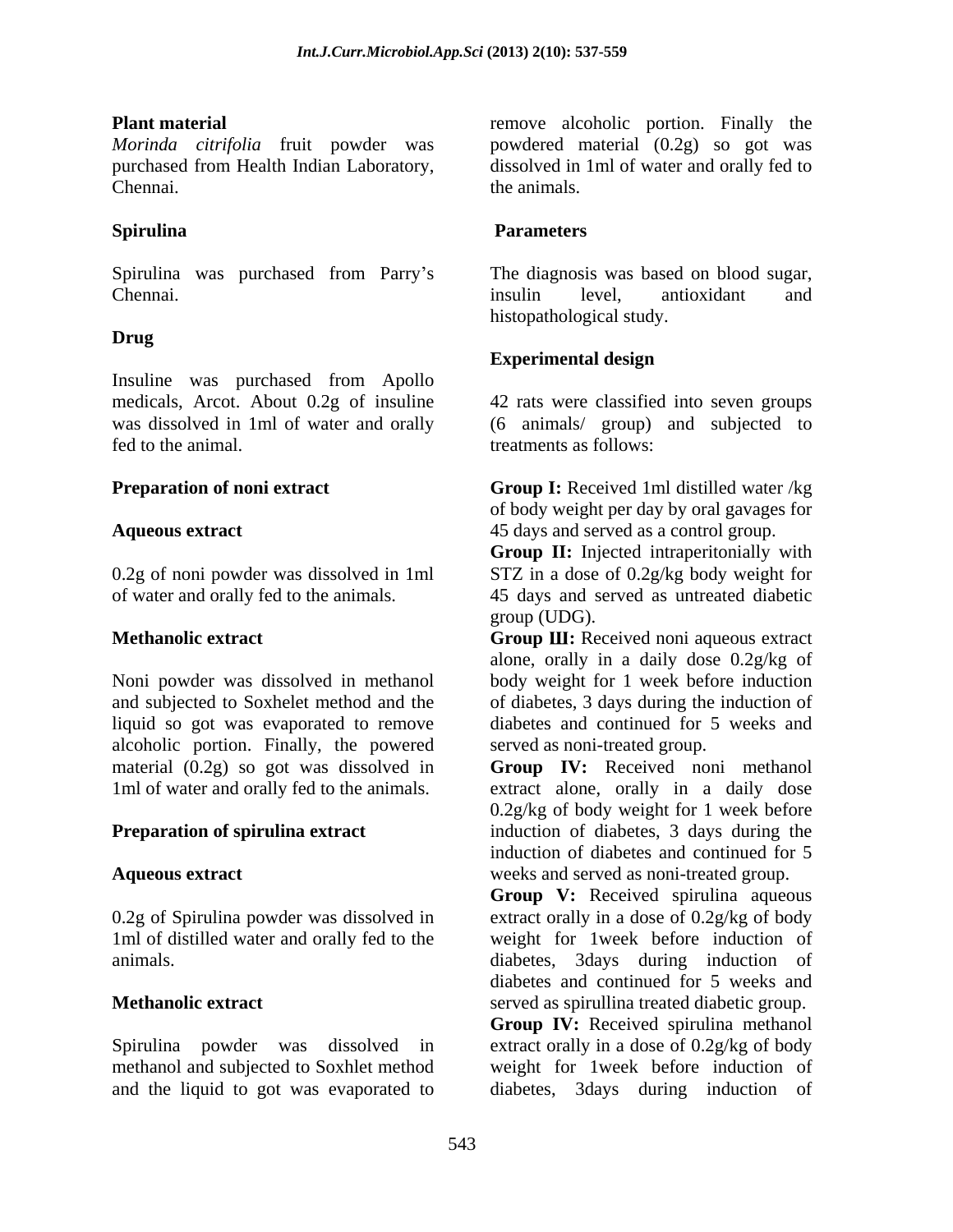**Plant material**

*Morinda citrifolia* fruit powder was purchased from Health Indian Laboratory, Chennai.

**Spirulina**

Spirulina was purchased from Parry's Chennai.

**Drug**

Insuline was purchased from Apollo medicals, Arcot. About 0.2g of insuline was dissolved in 1ml of water and orally fed to the animal.

**Preparation of noni extract**

**Aqueous extract**

0.2g of noni powder was dissolved in 1ml of water and orally fed to the animals.

**Methanolic extract**

Noni powder was dissolved in methanol and subjected to Soxhelet method and the liquid so got was evaporated to remove alcoholic portion. Finally, the powered material (0.2g) so got was dissolved in 1ml of water and orally fed to the animals.

**Preparation of spirulina extract**

**Aqueous extract**

0.2g of Spirulina powder was dissolved in 1ml of distilled water and orally fed to the animals.

**Methanolic extract**

Spirulina powder was dissolved in methanol and subjected to Soxhlet method and the liquid to got was evaporated to remove alcoholic portion. Finally the powdered material (0.2g) so got was dissolved in 1ml of water and orally fed to the animals.

**Parameters**

The diagnosis was based on blood sugar, insulin level, antioxidant and histopathological study.

**Experimental design**

42 rats were classified into seven groups (6 animals/ group) and subjected to treatments as follows:

**Group I:** Received 1ml distilled water /kg of body weight per day by oral gavages for 45 days and served as a control group.

**Group II:** Injected intraperitonially with STZ in a dose of 0.2g/kg body weight for 45 days and served as untreated diabetic group (UDG).

**Group III:** Received noni aqueous extract alone, orally in a daily dose 0.2g/kg of body weight for 1 week before induction of diabetes, 3 days during the induction of diabetes and continued for 5 weeks and served as noni-treated group.

**Group IV:** Received noni methanol extract alone, orally in a daily dose 0.2g/kg of body weight for 1 week before induction of diabetes, 3 days during the induction of diabetes and continued for 5 weeks and served as noni-treated group.

**Group V:** Received spirulina aqueous extract orally in a dose of 0.2g/kg of body weight for 1week before induction of diabetes, 3days during induction of diabetes and continued for 5 weeks and served as spirullina treated diabetic group.

**Group IV:** Received spirulina methanol extract orally in a dose of 0.2g/kg of body weight for 1week before induction of diabetes, 3days during induction of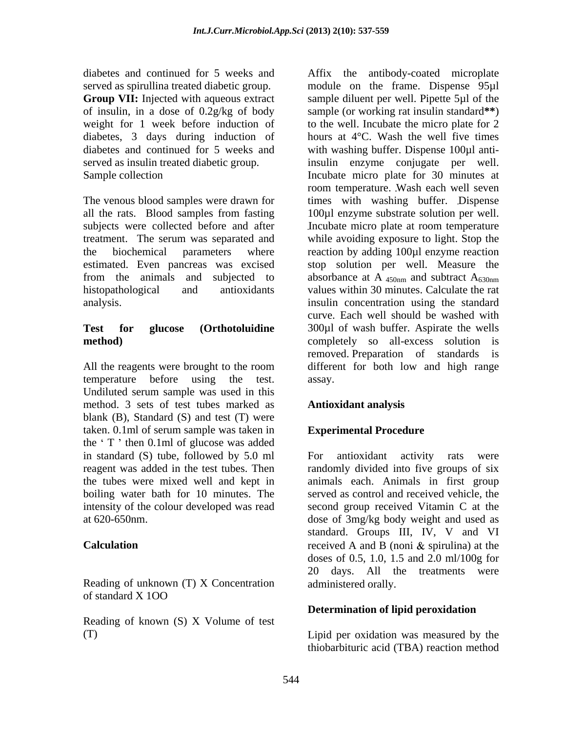diabetes and continued for 5 weeks and served as spirullina treated diabetic group.

**Group VII:** Injected with aqueous extract of insulin, in a dose of 0.2g/kg of body weight for 1 week before induction of diabetes, 3 days during induction of diabetes and continued for 5 weeks and served as insulin treated diabetic group.

Sample collection

The venous blood samples were drawn for all the rats. Blood samples from fasting subjects were collected before and after treatment. The serum was separated and the biochemical parameters where estimated. Even pancreas was excised from the animals and subjected to histopathological and antioxidants analysis.

**Test for glucose (Orthotoluidine method)**

All the reagents were brought to the room temperature before using the test. Undiluted serum sample was used in this method. 3 sets of test tubes marked as blank (B), Standard (S) and test (T) were taken. 0.1ml of serum sample was taken in the ' T ' then 0.1ml of glucose was added in standard (S) tube, followed by 5.0 ml reagent was added in the test tubes. Then the tubes were mixed well and kept in boiling water bath for 10 minutes. The intensity of the colour developed was read at 620-650nm.

**Calculation**

Reading of unknown (T) X Concentration of standard X 1OO

Reading of known (S) X Volume of test (T)

Affix the antibody-coated microplate module on the frame. Dispense 95µl sample diluent per well. Pipette 5µl of the sample (or working rat insulin standard**) to the well. Incubate the micro plate for 2 hours at 4°C. Wash the well five times with washing buffer. Dispense 100µl anti-insulin enzyme conjugate per well. Incubate micro plate for 30 minutes at room temperature. .Wash each well seven times with washing buffer. .Dispense 100µl enzyme substrate solution per well. .Incubate micro plate at room temperature while avoiding exposure to light. Stop the reaction by adding 100µl enzyme reaction stop solution per well. Measure the absorbance at $A_{450nm}$ and subtract $A_{630nm}$ values within 30 minutes. Calculate the rat insulin concentration using the standard curve. Each well should be washed with 300µl of wash buffer. Aspirate the wells completely so all-excess solution is removed. Preparation of standards is different for both low and high range assay.

**Antioxidant analysis**

**Experimental Procedure**

For antioxidant activity rats were randomly divided into five groups of six animals each. Animals in first group served as control and received vehicle, the second group received Vitamin C at the dose of 3mg/kg body weight and used as standard. Groups III, IV, V and VI received A and B (noni & spirulina) at the doses of 0.5, 1.0, 1.5 and 2.0 ml/100g for 20 days. All the treatments were administered orally.

**Determination of lipid peroxidation**

Lipid per oxidation was measured by the thiobarbituric acid (TBA) reaction method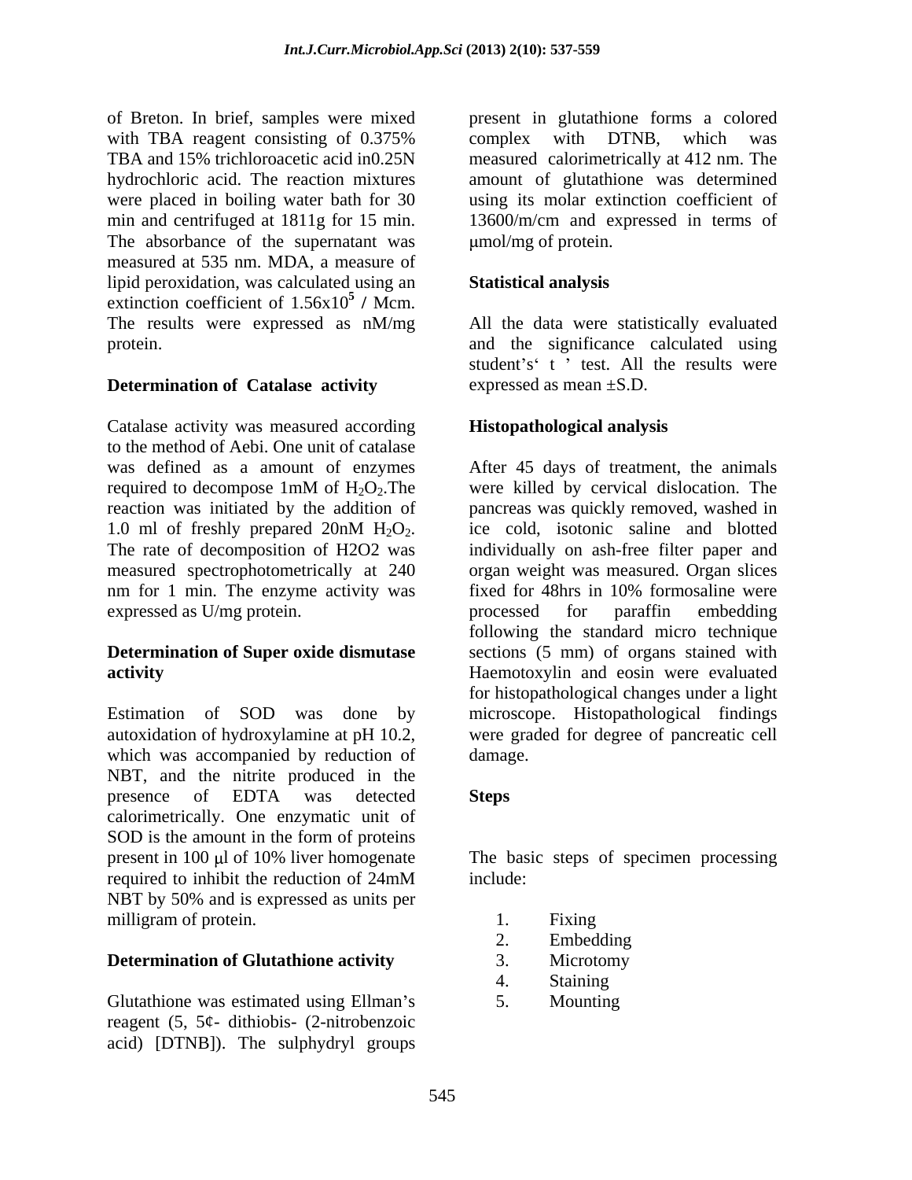of Breton. In brief, samples were mixed with TBA reagent consisting of 0.375% TBA and 15% trichloroacetic acid in0.25N hydrochloric acid. The reaction mixtures were placed in boiling water bath for 30 min and centrifuged at 1811g for 15 min. The absorbance of the supernatant was measured at 535 nm. MDA, a measure of lipid peroxidation, was calculated using an extinction coefficient of $1.56x10^5$ / Mcm. The results were expressed as nM/mg protein.

**Determination of Catalase activity**

Catalase activity was measured according to the method of Aebi. One unit of catalase was defined as a amount of enzymes required to decompose 1mM of $H_2O_2$.The reaction was initiated by the addition of 1.0 ml of freshly prepared 20nM $H_2O_2$. The rate of decomposition of H2O2 was measured spectrophotometrically at 240 nm for 1 min. The enzyme activity was expressed as U/mg protein.

**Determination of Super oxide dismutase activity**

Estimation of SOD was done by autoxidation of hydroxylamine at pH 10.2, which was accompanied by reduction of NBT, and the nitrite produced in the presence of EDTA was detected calorimetrically. One enzymatic unit of SOD is the amount in the form of proteins present in 100 μl of 10% liver homogenate required to inhibit the reduction of 24mM NBT by 50% and is expressed as units per milligram of protein.

**Determination of Glutathione activity**

Glutathione was estimated using Ellman's reagent (5, 5¢- dithiobis- (2-nitrobenzoic acid) [DTNB]). The sulphydryl groups present in glutathione forms a colored complex with DTNB, which was measured calorimetrically at 412 nm. The amount of glutathione was determined using its molar extinction coefficient of 13600/m/cm and expressed in terms of μmol/mg of protein.

**Statistical analysis**

All the data were statistically evaluated and the significance calculated using student's' t ' test. All the results were expressed as mean ±S.D.

**Histopathological analysis**

After 45 days of treatment, the animals were killed by cervical dislocation. The pancreas was quickly removed, washed in ice cold, isotonic saline and blotted individually on ash-free filter paper and organ weight was measured. Organ slices fixed for 48hrs in 10% formosaline were processed for paraffin embedding following the standard micro technique sections (5 mm) of organs stained with Haemotoxylin and eosin were evaluated for histopathological changes under a light microscope. Histopathological findings were graded for degree of pancreatic cell damage.

**Steps**

The basic steps of specimen processing include:

1. Fixing
2. Embedding
3. Microtomy
4. Staining
5. Mounting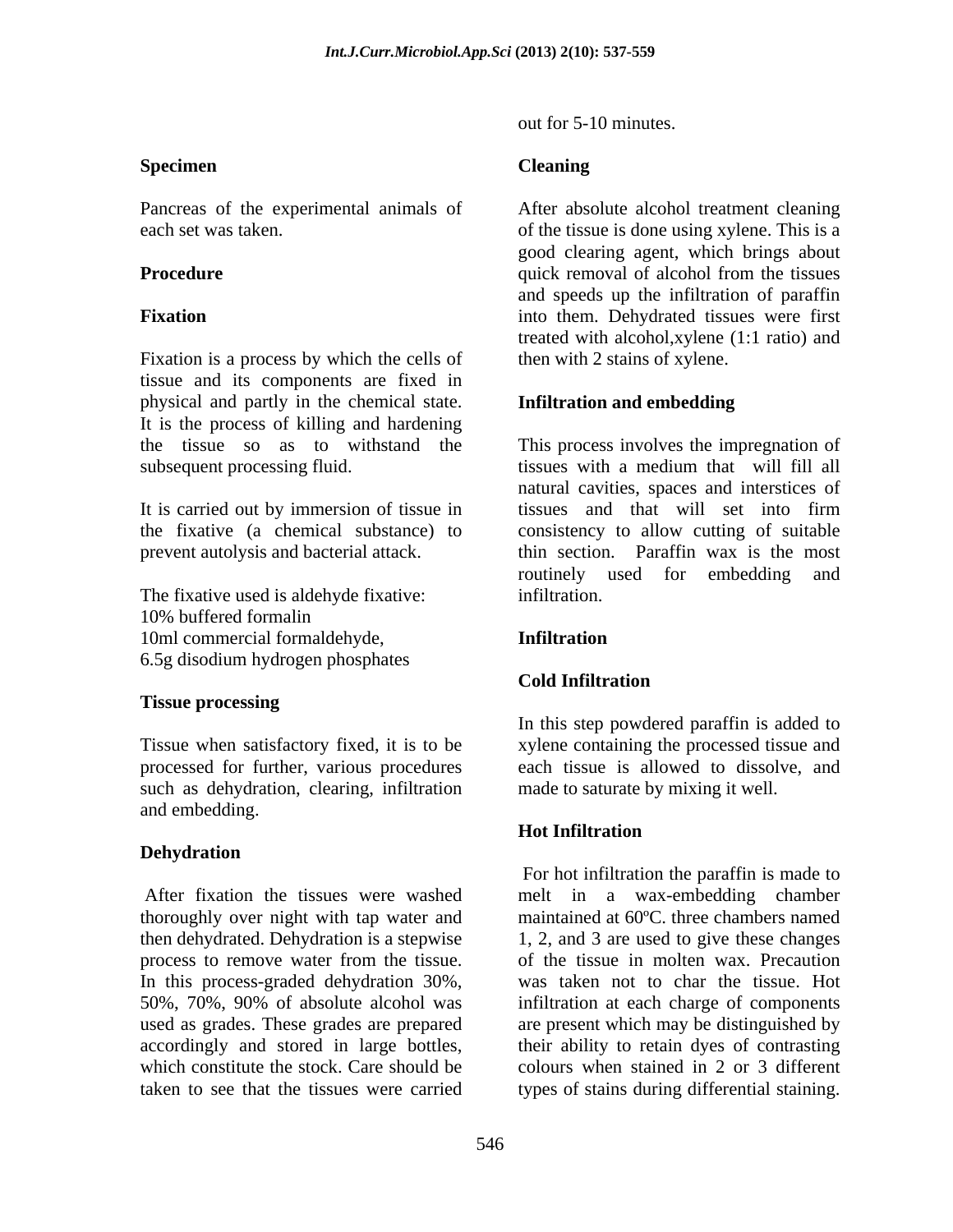**Specimen**

Pancreas of the experimental animals of each set was taken.

**Procedure**

**Fixation**

Fixation is a process by which the cells of tissue and its components are fixed in physical and partly in the chemical state. It is the process of killing and hardening the tissue so as to withstand the subsequent processing fluid.

It is carried out by immersion of tissue in the fixative (a chemical substance) to prevent autolysis and bacterial attack.

The fixative used is aldehyde fixative:
10% buffered formalin
10ml commercial formaldehyde,
6.5g disodium hydrogen phosphates

**Tissue processing**

Tissue when satisfactory fixed, it is to be processed for further, various procedures such as dehydration, clearing, infiltration and embedding.

**Dehydration**

After fixation the tissues were washed thoroughly over night with tap water and then dehydrated. Dehydration is a stepwise process to remove water from the tissue. In this process-graded dehydration 30%, 50%, 70%, 90% of absolute alcohol was used as grades. These grades are prepared accordingly and stored in large bottles, which constitute the stock. Care should be taken to see that the tissues were carried out for 5-10 minutes.

**Cleaning**

After absolute alcohol treatment cleaning of the tissue is done using xylene. This is a good clearing agent, which brings about quick removal of alcohol from the tissues and speeds up the infiltration of paraffin into them. Dehydrated tissues were first treated with alcohol,xylene (1:1 ratio) and then with 2 stains of xylene.

**Infiltration and embedding**

This process involves the impregnation of tissues with a medium that will fill all natural cavities, spaces and interstices of tissues and that will set into firm consistency to allow cutting of suitable thin section. Paraffin wax is the most routinely used for embedding and infiltration.

**Infiltration**

**Cold Infiltration**

In this step powdered paraffin is added to xylene containing the processed tissue and each tissue is allowed to dissolve, and made to saturate by mixing it well.

**Hot Infiltration**

For hot infiltration the paraffin is made to melt in a wax-embedding chamber maintained at 60ºC. three chambers named 1, 2, and 3 are used to give these changes of the tissue in molten wax. Precaution was taken not to char the tissue. Hot infiltration at each charge of components are present which may be distinguished by their ability to retain dyes of contrasting colours when stained in 2 or 3 different types of stains during differential staining.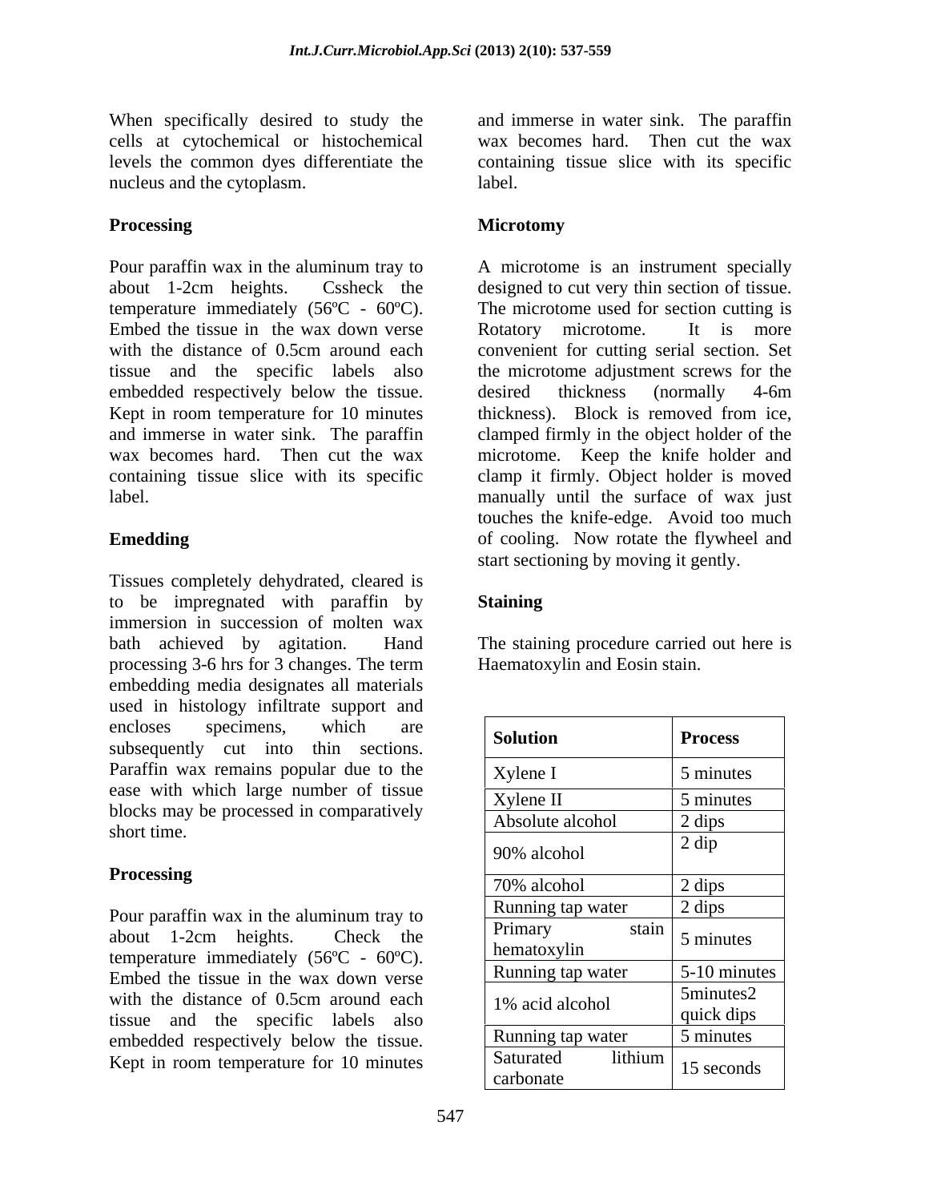When specifically desired to study the cells at cytochemical or histochemical levels the common dyes differentiate the nucleus and the cytoplasm.

**Processing**

Pour paraffin wax in the aluminum tray to about 1-2cm heights. Cssheck the temperature immediately (56ºC - 60ºC). Embed the tissue in the wax down verse with the distance of 0.5cm around each tissue and the specific labels also embedded respectively below the tissue. Kept in room temperature for 10 minutes and immerse in water sink. The paraffin wax becomes hard. Then cut the wax containing tissue slice with its specific label.

**Emedding**

Tissues completely dehydrated, cleared is to be impregnated with paraffin by immersion in succession of molten wax bath achieved by agitation. Hand processing 3-6 hrs for 3 changes. The term embedding media designates all materials used in histology infiltrate support and encloses specimens, which are subsequently cut into thin sections. Paraffin wax remains popular due to the ease with which large number of tissue blocks may be processed in comparatively short time.

**Processing**

Pour paraffin wax in the aluminum tray to about 1-2cm heights. Check the temperature immediately (56ºC - 60ºC). Embed the tissue in the wax down verse with the distance of 0.5cm around each tissue and the specific labels also embedded respectively below the tissue. Kept in room temperature for 10 minutes and immerse in water sink. The paraffin wax becomes hard. Then cut the wax containing tissue slice with its specific label.

**Microtomy**

A microtome is an instrument specially designed to cut very thin section of tissue. The microtome used for section cutting is Rotatory microtome. It is more convenient for cutting serial section. Set the microtome adjustment screws for the desired thickness (normally 4-6m thickness). Block is removed from ice, clamped firmly in the object holder of the microtome. Keep the knife holder and clamp it firmly. Object holder is moved manually until the surface of wax just touches the knife-edge. Avoid too much of cooling. Now rotate the flywheel and start sectioning by moving it gently.

**Staining**

The staining procedure carried out here is Haematoxylin and Eosin stain.

| Solution | Process |
|---|---|
| Xylene I | 5 minutes |
| Xylene II | 5 minutes |
| Absolute alcohol | 2 dips |
| 90% alcohol | 2 dip |
| 70% alcohol | 2 dips |
| Running tap water | 2 dips |
| Primary stain hematoxylin | 5 minutes |
| Running tap water | 5-10 minutes |
| 1% acid alcohol | 5minutes2 quick dips |
| Running tap water | 5 minutes |
| Saturated lithium carbonate | 15 seconds |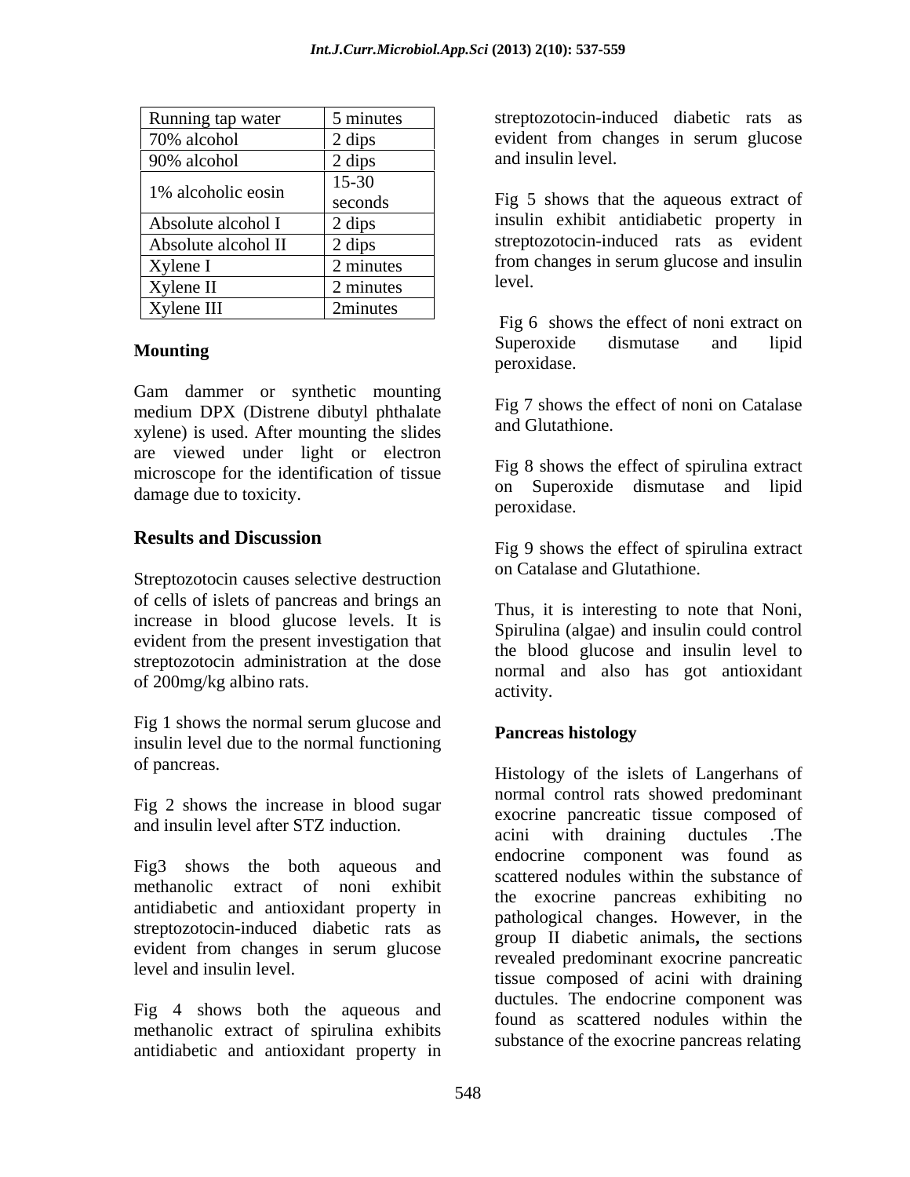| | |
|---|---|
| Running tap water | 5 minutes |
| 70% alcohol | 2 dips |
| 90% alcohol | 2 dips |
| 1% alcoholic eosin | 15-30 seconds |
| Absolute alcohol I | 2 dips |
| Absolute alcohol II | 2 dips |
| Xylene I | 2 minutes |
| Xylene II | 2 minutes |
| Xylene III | 2minutes |

**Mounting**

Gam dammer or synthetic mounting medium DPX (Distrene dibutyl phthalate xylene) is used. After mounting the slides are viewed under light or electron microscope for the identification of tissue damage due to toxicity.

## Results and Discussion

Streptozotocin causes selective destruction of cells of islets of pancreas and brings an increase in blood glucose levels. It is evident from the present investigation that streptozotocin administration at the dose of 200mg/kg albino rats.

Fig 1 shows the normal serum glucose and insulin level due to the normal functioning of pancreas.

Fig 2 shows the increase in blood sugar and insulin level after STZ induction.

Fig3 shows the both aqueous and methanolic extract of noni exhibit antidiabetic and antioxidant property in streptozotocin-induced diabetic rats as evident from changes in serum glucose level and insulin level.

Fig 4 shows both the aqueous and methanolic extract of spirulina exhibits antidiabetic and antioxidant property in streptozotocin-induced diabetic rats as evident from changes in serum glucose and insulin level.

Fig 5 shows that the aqueous extract of insulin exhibit antidiabetic property in streptozotocin-induced rats as evident from changes in serum glucose and insulin level.

Fig 6 shows the effect of noni extract on Superoxide dismutase and lipid peroxidase.

Fig 7 shows the effect of noni on Catalase and Glutathione.

Fig 8 shows the effect of spirulina extract on Superoxide dismutase and lipid peroxidase.

Fig 9 shows the effect of spirulina extract on Catalase and Glutathione.

Thus, it is interesting to note that Noni, Spirulina (algae) and insulin could control the blood glucose and insulin level to normal and also has got antioxidant activity.

**Pancreas histology**

Histology of the islets of Langerhans of normal control rats showed predominant exocrine pancreatic tissue composed of acini with draining ductules .The endocrine component was found as scattered nodules within the substance of the exocrine pancreas exhibiting no pathological changes. However, in the group II diabetic animals**,** the sections revealed predominant exocrine pancreatic tissue composed of acini with draining ductules. The endocrine component was found as scattered nodules within the substance of the exocrine pancreas relating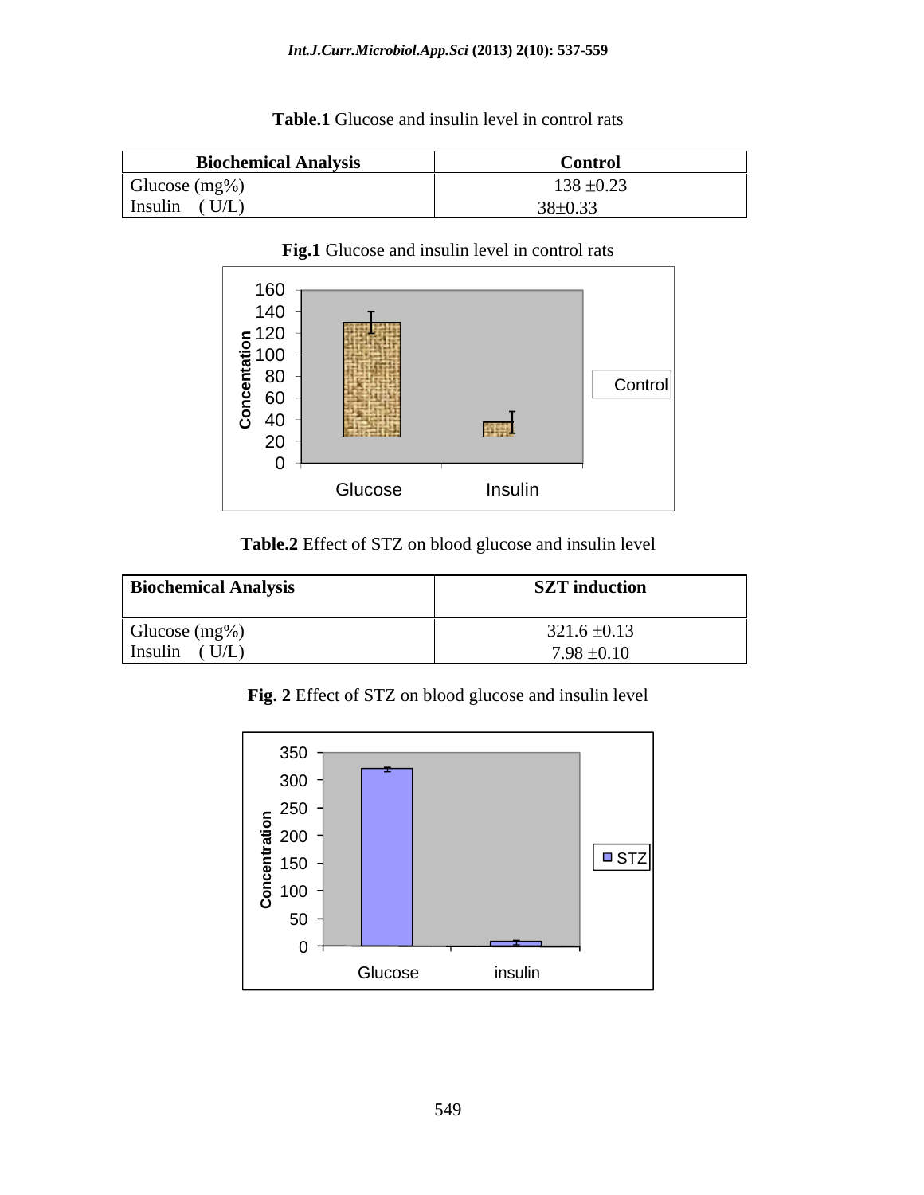**Table.1** Glucose and insulin level in control rats

| Biochemical Analysis | Control |
|---|---|
| Glucose (mg%) | 138 ±0.23 |
| Insulin ( U/L) | 38±0.33 |

**Fig.1** Glucose and insulin level in control rats

160
140
120
100
80
60
40
20
0
Concentation
Glucose
Insulin
Control

**Table.2** Effect of STZ on blood glucose and insulin level

| Biochemical Analysis | SZT induction |
|---|---|
| Glucose (mg%) | 321.6 ±0.13 |
| Insulin ( U/L) | 7.98 ±0.10 |

**Fig. 2** Effect of STZ on blood glucose and insulin level

350
300
250
200
150
100
50
0
Concentration
Glucose
insulin
STZ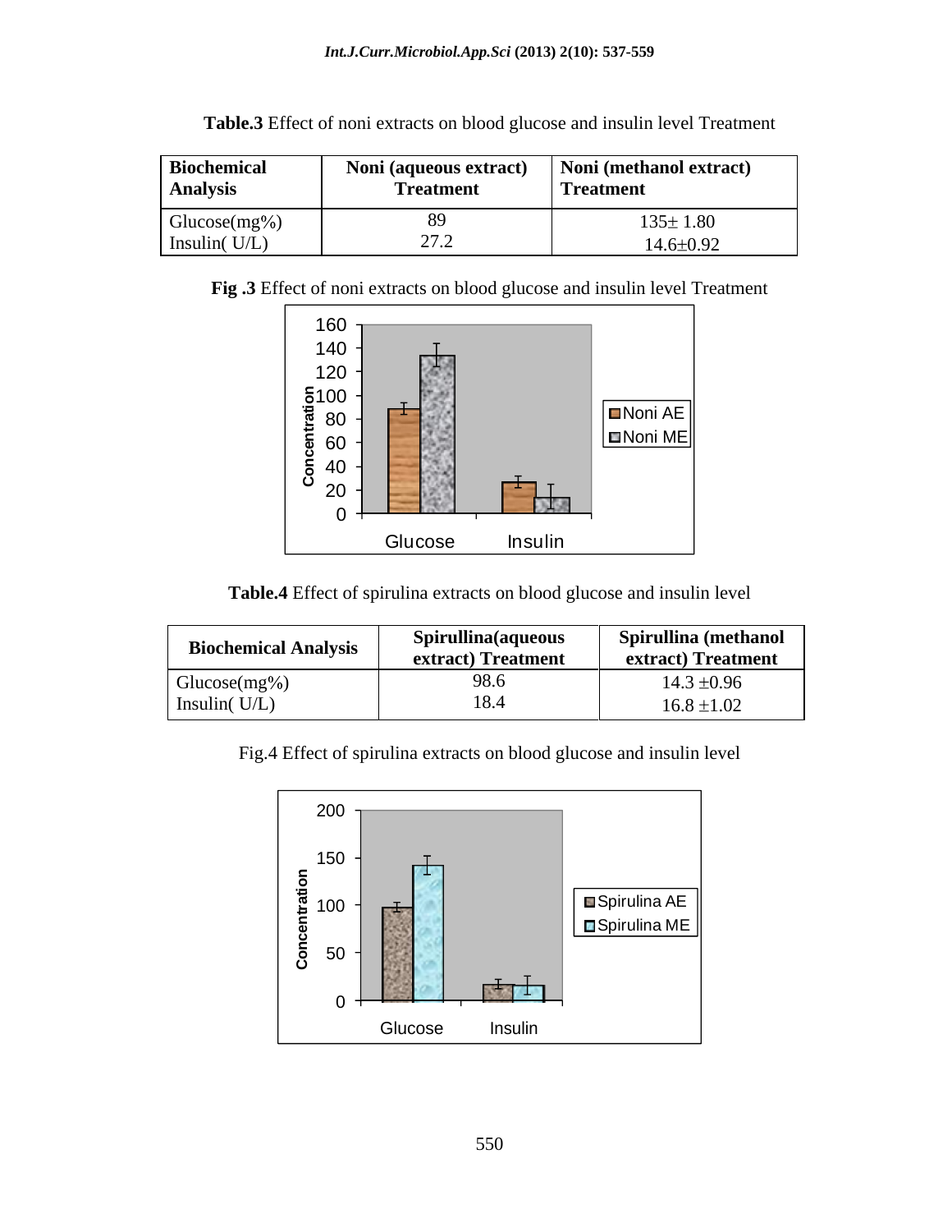**Table.3** Effect of noni extracts on blood glucose and insulin level Treatment

| Biochemical Analysis | Noni (aqueous extract) Treatment | Noni (methanol extract) Treatment |
|---|---|---|
| Glucose(mg%) | 89 | 135± 1.80 |
| Insulin( U/L) | 27.2 | 14.6±0.92 |

**Fig .3** Effect of noni extracts on blood glucose and insulin level Treatment

160
140
120
100
80
60
40
20
0
Concentration
Glucose
Insulin
Noni AE
Noni ME

**Table.4** Effect of spirulina extracts on blood glucose and insulin level

| Biochemical Analysis | Spirullina(aqueous extract) Treatment | Spirullina (methanol extract) Treatment |
|---|---|---|
| Glucose(mg%) | 98.6 | 14.3 ±0.96 |
| Insulin( U/L) | 18.4 | 16.8 ±1.02 |

Fig.4 Effect of spirulina extracts on blood glucose and insulin level

200
150
100
50
0
Concentration
Glucose
Insulin
Spirulina AE
Spirulina ME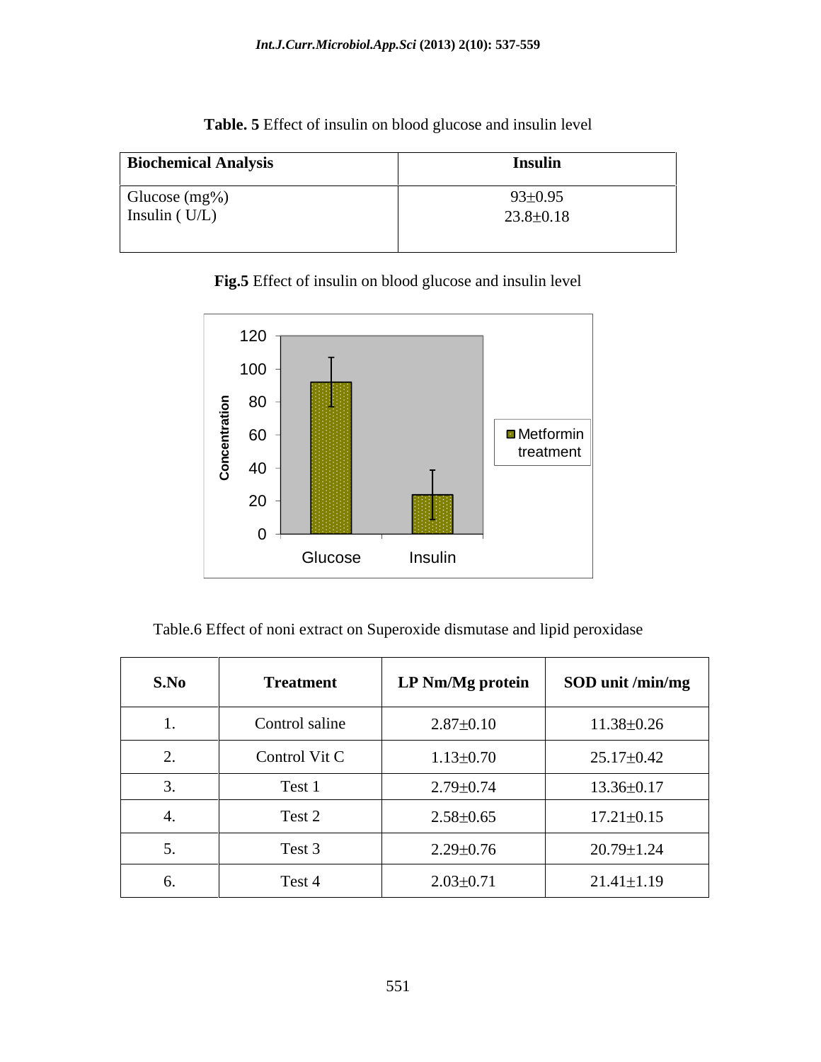**Table. 5** Effect of insulin on blood glucose and insulin level

| Biochemical Analysis | Insulin |
|---|---|
| Glucose (mg%)<br>Insulin ( U/L) | 93±0.95<br>23.8±0.18 |

**Fig.5** Effect of insulin on blood glucose and insulin level

120
100
80
60
40
20
0
Concentration
Glucose
Insulin
Metformin treatment

Table.6 Effect of noni extract on Superoxide dismutase and lipid peroxidase

| S.No | Treatment | LP Nm/Mg protein | SOD unit /min/mg |
|---|---|---|---|
| 1. | Control saline | 2.87±0.10 | 11.38±0.26 |
| 2. | Control Vit C | 1.13±0.70 | 25.17±0.42 |
| 3. | Test 1 | 2.79±0.74 | 13.36±0.17 |
| 4. | Test 2 | 2.58±0.65 | 17.21±0.15 |
| 5. | Test 3 | 2.29±0.76 | 20.79±1.24 |
| 6. | Test 4 | 2.03±0.71 | 21.41±1.19 |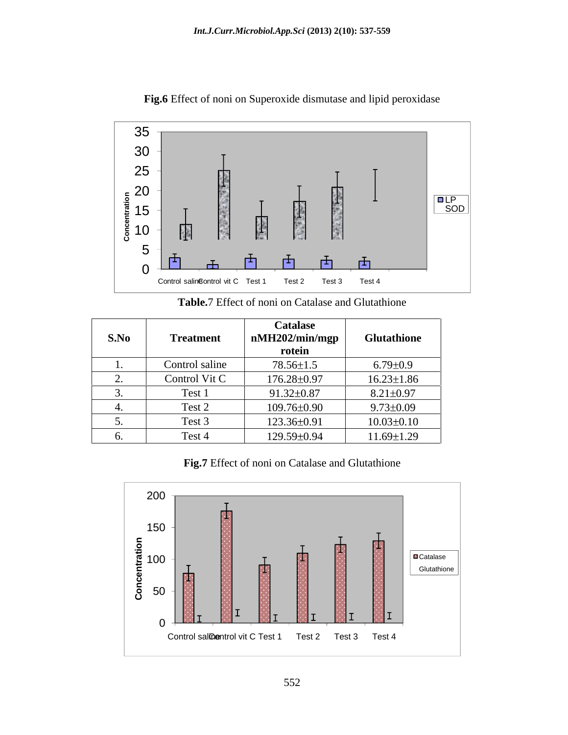**Fig.6** Effect of noni on Superoxide dismutase and lipid peroxidase

35
30
25
20
15
10
5
0

Concentration

Control saline Control vit C Test 1 Test 2 Test 3 Test 4

LP
SOD

**Table.**7 Effect of noni on Catalase and Glutathione

| S.No | Treatment | Catalase nMH202/min/mgp rotein | Glutathione |
|---|---|---|---|
| 1. | Control saline | 78.56±1.5 | 6.79±0.9 |
| 2. | Control Vit C | 176.28±0.97 | 16.23±1.86 |
| 3. | Test 1 | 91.32±0.87 | 8.21±0.97 |
| 4. | Test 2 | 109.76±0.90 | 9.73±0.09 |
| 5. | Test 3 | 123.36±0.91 | 10.03±0.10 |
| 6. | Test 4 | 129.59±0.94 | 11.69±1.29 |

**Fig.7** Effect of noni on Catalase and Glutathione

200
150
100
50
0

Concentration

Control saline Control vit C Test 1 Test 2 Test 3 Test 4

Catalase
Glutathione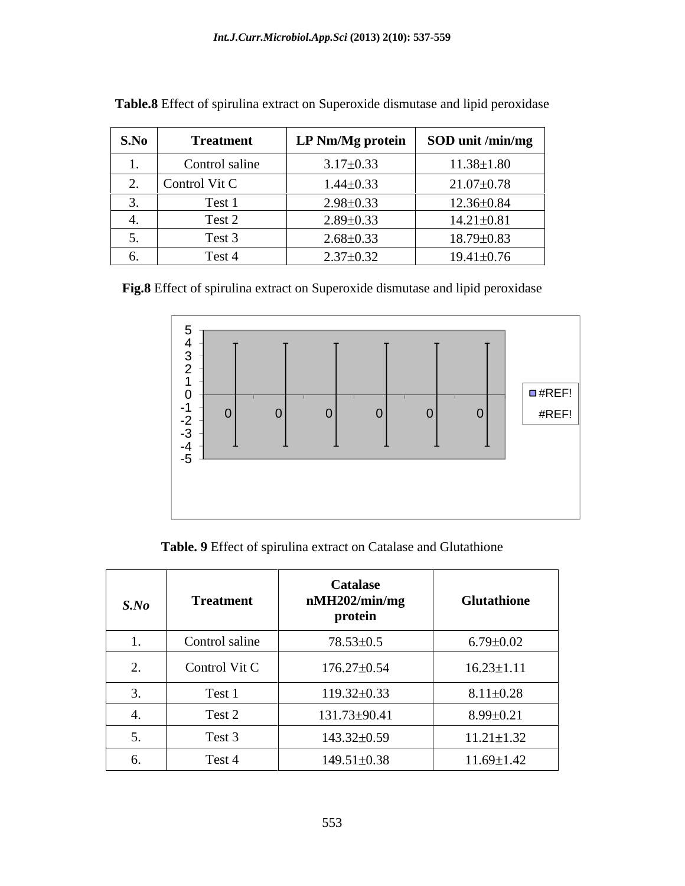**Table.8** Effect of spirulina extract on Superoxide dismutase and lipid peroxidase

| S.No | Treatment | LP Nm/Mg protein | SOD unit /min/mg |
|---|---|---|---|
| 1. | Control saline | 3.17±0.33 | 11.38±1.80 |
| 2. | Control Vit C | 1.44±0.33 | 21.07±0.78 |
| 3. | Test 1 | 2.98±0.33 | 12.36±0.84 |
| 4. | Test 2 | 2.89±0.33 | 14.21±0.81 |
| 5. | Test 3 | 2.68±0.33 | 18.79±0.83 |
| 6. | Test 4 | 2.37±0.32 | 19.41±0.76 |

**Fig.8** Effect of spirulina extract on Superoxide dismutase and lipid peroxidase

5
4
3
2
1
0
-1
-2
-3
-4
-5

0 0 0 0 0 0

#REF!
#REF!

**Table. 9** Effect of spirulina extract on Catalase and Glutathione

| *S.No* | Treatment | Catalase nMH202/min/mg protein | Glutathione |
|---|---|---|---|
| 1. | Control saline | 78.53±0.5 | 6.79±0.02 |
| 2. | Control Vit C | 176.27±0.54 | 16.23±1.11 |
| 3. | Test 1 | 119.32±0.33 | 8.11±0.28 |
| 4. | Test 2 | 131.73±90.41 | 8.99±0.21 |
| 5. | Test 3 | 143.32±0.59 | 11.21±1.32 |
| 6. | Test 4 | 149.51±0.38 | 11.69±1.42 |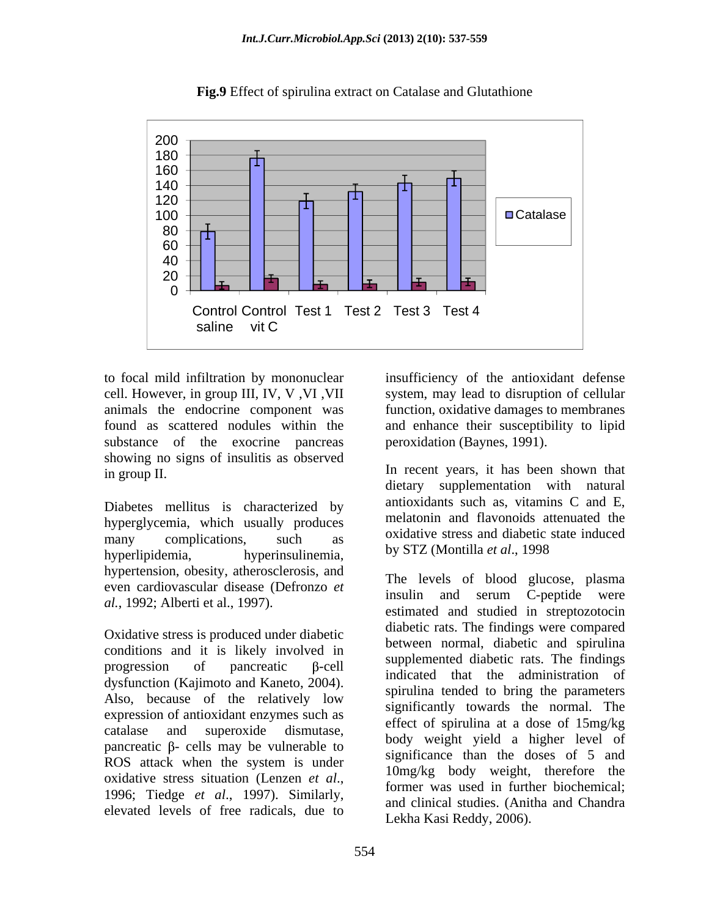**Fig.9** Effect of spirulina extract on Catalase and Glutathione

200
180
160
140
120
100
80
60
40
20
0

Catalase

Control saline
Control vit C
Test 1
Test 2
Test 3
Test 4

to focal mild infiltration by mononuclear cell. However, in group III, IV, V ,VI ,VII animals the endocrine component was found as scattered nodules within the substance of the exocrine pancreas showing no signs of insulitis as observed in group II.

Diabetes mellitus is characterized by hyperglycemia, which usually produces many complications, such as hyperlipidemia, hyperinsulinemia, hypertension, obesity, atherosclerosis, and even cardiovascular disease (Defronzo *et al.*, 1992; Alberti et al., 1997).

Oxidative stress is produced under diabetic conditions and it is likely involved in progression of pancreatic β-cell dysfunction (Kajimoto and Kaneto, 2004). Also, because of the relatively low expression of antioxidant enzymes such as catalase and superoxide dismutase, pancreatic β- cells may be vulnerable to ROS attack when the system is under oxidative stress situation (Lenzen *et al*., 1996; Tiedge *et al*., 1997). Similarly, elevated levels of free radicals, due to insufficiency of the antioxidant defense system, may lead to disruption of cellular function, oxidative damages to membranes and enhance their susceptibility to lipid peroxidation (Baynes, 1991).

In recent years, it has been shown that dietary supplementation with natural antioxidants such as, vitamins C and E, melatonin and flavonoids attenuated the oxidative stress and diabetic state induced by STZ (Montilla *et al*., 1998

The levels of blood glucose, plasma insulin and serum C-peptide were estimated and studied in streptozotocin diabetic rats. The findings were compared between normal, diabetic and spirulina supplemented diabetic rats. The findings indicated that the administration of spirulina tended to bring the parameters significantly towards the normal. The effect of spirulina at a dose of 15mg/kg body weight yield a higher level of significance than the doses of 5 and 10mg/kg body weight, therefore the former was used in further biochemical; and clinical studies. (Anitha and Chandra Lekha Kasi Reddy, 2006).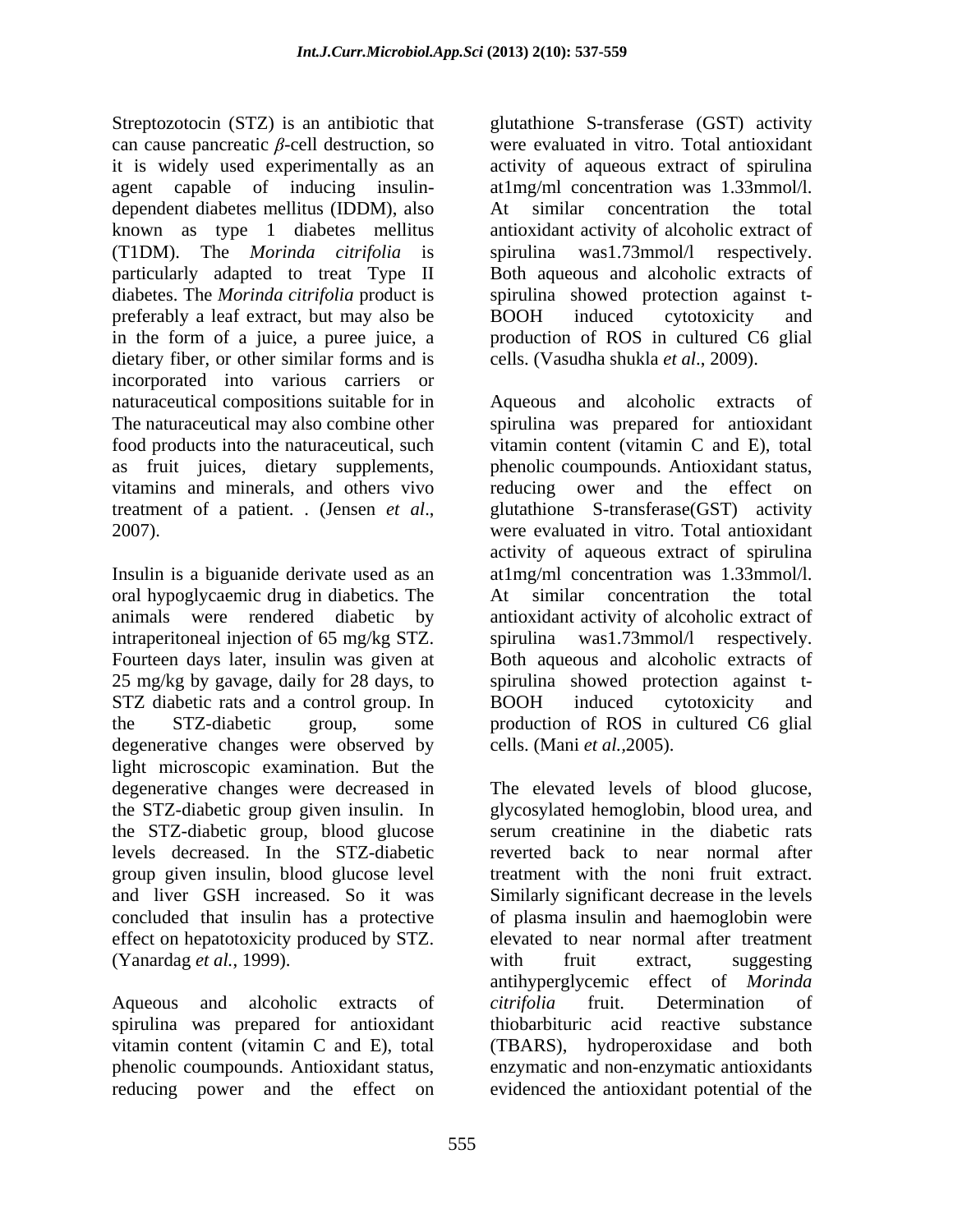Streptozotocin (STZ) is an antibiotic that can cause pancreatic $\beta$-cell destruction, so it is widely used experimentally as an agent capable of inducing insulin-dependent diabetes mellitus (IDDM), also known as type 1 diabetes mellitus (T1DM). The *Morinda citrifolia* is particularly adapted to treat Type II diabetes. The *Morinda citrifolia* product is preferably a leaf extract, but may also be in the form of a juice, a puree juice, a dietary fiber, or other similar forms and is incorporated into various carriers or naturaceutical compositions suitable for in The naturaceutical may also combine other food products into the naturaceutical, such as fruit juices, dietary supplements, vitamins and minerals, and others vivo treatment of a patient. . (Jensen *et al*., 2007).

Insulin is a biguanide derivate used as an oral hypoglycaemic drug in diabetics. The animals were rendered diabetic by intraperitoneal injection of 65 mg/kg STZ. Fourteen days later, insulin was given at 25 mg/kg by gavage, daily for 28 days, to STZ diabetic rats and a control group. In the STZ-diabetic group, some degenerative changes were observed by light microscopic examination. But the degenerative changes were decreased in the STZ-diabetic group given insulin. In the STZ-diabetic group, blood glucose levels decreased. In the STZ-diabetic group given insulin, blood glucose level and liver GSH increased. So it was concluded that insulin has a protective effect on hepatotoxicity produced by STZ. (Yanardag *et al.*, 1999).

Aqueous and alcoholic extracts of spirulina was prepared for antioxidant vitamin content (vitamin C and E), total phenolic coumpounds. Antioxidant status, reducing power and the effect on glutathione S-transferase (GST) activity were evaluated in vitro. Total antioxidant activity of aqueous extract of spirulina at1mg/ml concentration was 1.33mmol/l. At similar concentration the total antioxidant activity of alcoholic extract of spirulina was1.73mmol/l respectively. Both aqueous and alcoholic extracts of spirulina showed protection against t-BOOH induced cytotoxicity and production of ROS in cultured C6 glial cells. (Vasudha shukla *et al*., 2009).

Aqueous and alcoholic extracts of spirulina was prepared for antioxidant vitamin content (vitamin C and E), total phenolic coumpounds. Antioxidant status, reducing ower and the effect on glutathione S-transferase(GST) activity were evaluated in vitro. Total antioxidant activity of aqueous extract of spirulina at1mg/ml concentration was 1.33mmol/l. At similar concentration the total antioxidant activity of alcoholic extract of spirulina was1.73mmol/l respectively. Both aqueous and alcoholic extracts of spirulina showed protection against t-BOOH induced cytotoxicity and production of ROS in cultured C6 glial cells. (Mani *et al.*,2005).

The elevated levels of blood glucose, glycosylated hemoglobin, blood urea, and serum creatinine in the diabetic rats reverted back to near normal after treatment with the noni fruit extract. Similarly significant decrease in the levels of plasma insulin and haemoglobin were elevated to near normal after treatment with fruit extract, suggesting antihyperglycemic effect of *Morinda citrifolia* fruit. Determination of thiobarbituric acid reactive substance (TBARS), hydroperoxidase and both enzymatic and non-enzymatic antioxidants evidenced the antioxidant potential of the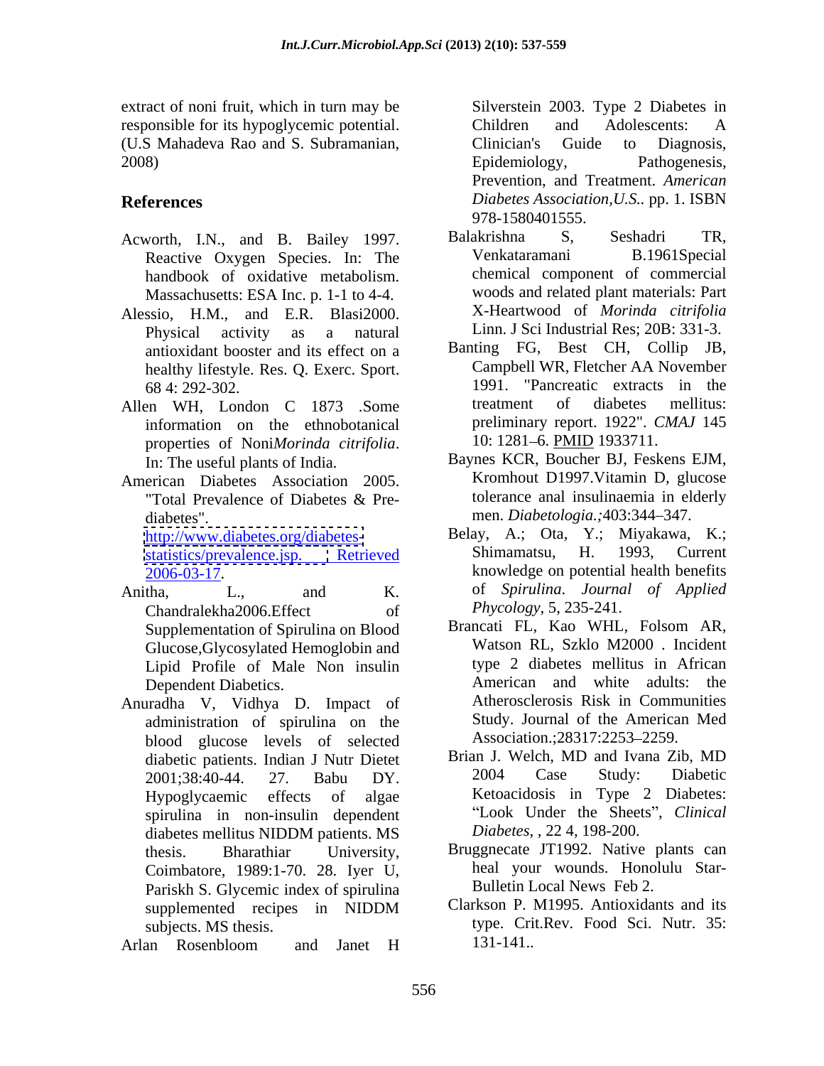extract of noni fruit, which in turn may be responsible for its hypoglycemic potential. (U.S Mahadeva Rao and S. Subramanian, 2008)

## References

Acworth, I.N., and B. Bailey 1997. Reactive Oxygen Species. In: The handbook of oxidative metabolism. Massachusetts: ESA Inc. p. 1-1 to 4-4.

Alessio, H.M., and E.R. Blasi2000. Physical activity as a natural antioxidant booster and its effect on a healthy lifestyle. Res. Q. Exerc. Sport. 68 4: 292-302.

Allen WH, London C 1873 .Some information on the ethnobotanical properties of Noni*Morinda citrifolia*. In: The useful plants of India.

American Diabetes Association 2005. "Total Prevalence of Diabetes & Pre-diabetes". http://www.diabetes.org/diabetes-statistics/prevalence.jsp. Retrieved 2006-03-17.

Anitha, L., and K. Chandralekha2006.Effect of Supplementation of Spirulina on Blood Glucose,Glycosylated Hemoglobin and Lipid Profile of Male Non insulin Dependent Diabetics.

Anuradha V, Vidhya D. Impact of administration of spirulina on the blood glucose levels of selected diabetic patients. Indian J Nutr Dietet 2001;38:40-44. 27. Babu DY. Hypoglycaemic effects of algae spirulina in non-insulin dependent diabetes mellitus NIDDM patients. MS thesis. Bharathiar University, Coimbatore, 1989:1-70. 28. Iyer U, Pariskh S. Glycemic index of spirulina supplemented recipes in NIDDM subjects. MS thesis.

Arlan Rosenbloom and Janet H Silverstein 2003. Type 2 Diabetes in Children and Adolescents: A Clinician's Guide to Diagnosis, Epidemiology, Pathogenesis, Prevention, and Treatment. *American Diabetes Association,U.S.*. pp. 1. ISBN 978-1580401555.

Balakrishna S, Seshadri TR, Venkataramani B.1961Special chemical component of commercial woods and related plant materials: Part X-Heartwood of *Morinda citrifolia* Linn. J Sci Industrial Res; 20B: 331-3.

Banting FG, Best CH, Collip JB, Campbell WR, Fletcher AA November 1991. "Pancreatic extracts in the treatment of diabetes mellitus: preliminary report. 1922". *CMAJ* 145 10: 1281–6. PMID 1933711.

Baynes KCR, Boucher BJ, Feskens EJM, Kromhout D1997.Vitamin D, glucose tolerance anal insulinaemia in elderly men. *Diabetologia.;*403:344–347.

Belay, A.; Ota, Y.; Miyakawa, K.; Shimamatsu, H. 1993, Current knowledge on potential health benefits of *Spirulina*. *Journal of Applied Phycology*, 5, 235-241.

Brancati FL, Kao WHL, Folsom AR, Watson RL, Szklo M2000 . Incident type 2 diabetes mellitus in African American and white adults: the Atherosclerosis Risk in Communities Study. Journal of the American Med Association.;28317:2253–2259.

Brian J. Welch, MD and Ivana Zib, MD 2004 Case Study: Diabetic Ketoacidosis in Type 2 Diabetes: "Look Under the Sheets", *Clinical Diabetes*, , 22 4, 198-200.

Bruggnecate JT1992. Native plants can heal your wounds. Honolulu Star-Bulletin Local News Feb 2.

Clarkson P. M1995. Antioxidants and its type. Crit.Rev. Food Sci. Nutr. 35: 131-141..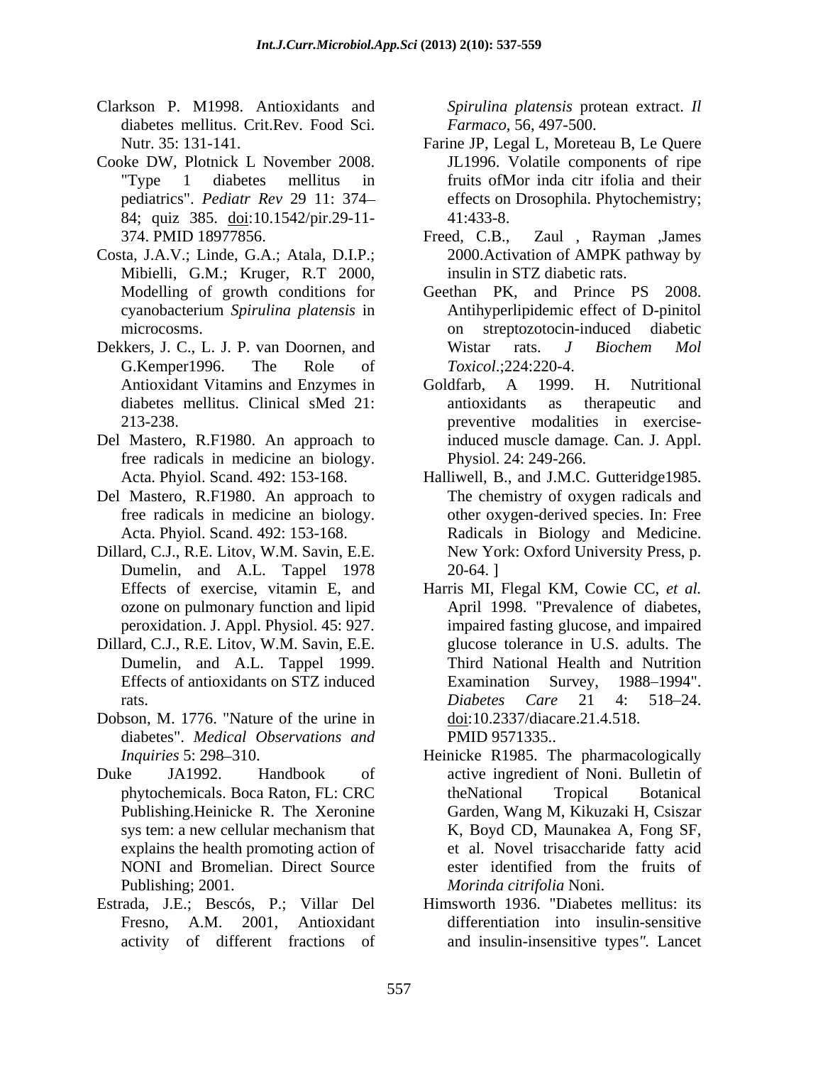Clarkson P. M1998. Antioxidants and diabetes mellitus. Crit.Rev. Food Sci. Nutr. 35: 131-141.

Cooke DW, Plotnick L November 2008. "Type 1 diabetes mellitus in pediatrics". *Pediatr Rev* 29 11: 374–84; quiz 385. doi:10.1542/pir.29-11-374. PMID 18977856.

Costa, J.A.V.; Linde, G.A.; Atala, D.I.P.; Mibielli, G.M.; Kruger, R.T 2000, Modelling of growth conditions for cyanobacterium *Spirulina platensis* in microcosms.

Dekkers, J. C., L. J. P. van Doornen, and G.Kemper1996. The Role of Antioxidant Vitamins and Enzymes in diabetes mellitus. Clinical sMed 21: 213-238.

Del Mastero, R.F1980. An approach to free radicals in medicine an biology. Acta. Phyiol. Scand. 492: 153-168.

Del Mastero, R.F1980. An approach to free radicals in medicine an biology. Acta. Phyiol. Scand. 492: 153-168.

Dillard, C.J., R.E. Litov, W.M. Savin, E.E. Dumelin, and A.L. Tappel 1978 Effects of exercise, vitamin E, and ozone on pulmonary function and lipid peroxidation. J. Appl. Physiol. 45: 927.

Dillard, C.J., R.E. Litov, W.M. Savin, E.E. Dumelin, and A.L. Tappel 1999. Effects of antioxidants on STZ induced rats.

Dobson, M. 1776. "Nature of the urine in diabetes". *Medical Observations and Inquiries* 5: 298–310.

Duke JA1992. Handbook of phytochemicals. Boca Raton, FL: CRC Publishing.Heinicke R. The Xeronine sys tem: a new cellular mechanism that explains the health promoting action of NONI and Bromelian. Direct Source Publishing; 2001.

Estrada, J.E.; Bescós, P.; Villar Del Fresno, A.M. 2001, Antioxidant activity of different fractions of *Spirulina platensis* protean extract. *Il Farmaco*, 56, 497-500.

Farine JP, Legal L, Moreteau B, Le Quere JL1996. Volatile components of ripe fruits ofMor inda citr ifolia and their effects on Drosophila. Phytochemistry; 41:433-8.

Freed, C.B., Zaul , Rayman ,James 2000.Activation of AMPK pathway by insulin in STZ diabetic rats.

Geethan PK, and Prince PS 2008. Antihyperlipidemic effect of D-pinitol on streptozotocin-induced diabetic Wistar rats. *J Biochem Mol Toxicol*.;224:220-4.

Goldfarb, A 1999. H. Nutritional antioxidants as therapeutic and preventive modalities in exercise-induced muscle damage. Can. J. Appl. Physiol. 24: 249-266.

Halliwell, B., and J.M.C. Gutteridge1985. The chemistry of oxygen radicals and other oxygen-derived species. In: Free Radicals in Biology and Medicine. New York: Oxford University Press, p. 20-64. ]

Harris MI, Flegal KM, Cowie CC, *et al.* April 1998. "Prevalence of diabetes, impaired fasting glucose, and impaired glucose tolerance in U.S. adults. The Third National Health and Nutrition Examination Survey, 1988–1994". *Diabetes Care* 21 4: 518–24. doi:10.2337/diacare.21.4.518. PMID 9571335..

Heinicke R1985. The pharmacologically active ingredient of Noni. Bulletin of theNational Tropical Botanical Garden, Wang M, Kikuzaki H, Csiszar K, Boyd CD, Maunakea A, Fong SF, et al. Novel trisaccharide fatty acid ester identified from the fruits of *Morinda citrifolia* Noni.

Himsworth 1936. "Diabetes mellitus: its differentiation into insulin-sensitive and insulin-insensitive types". Lancet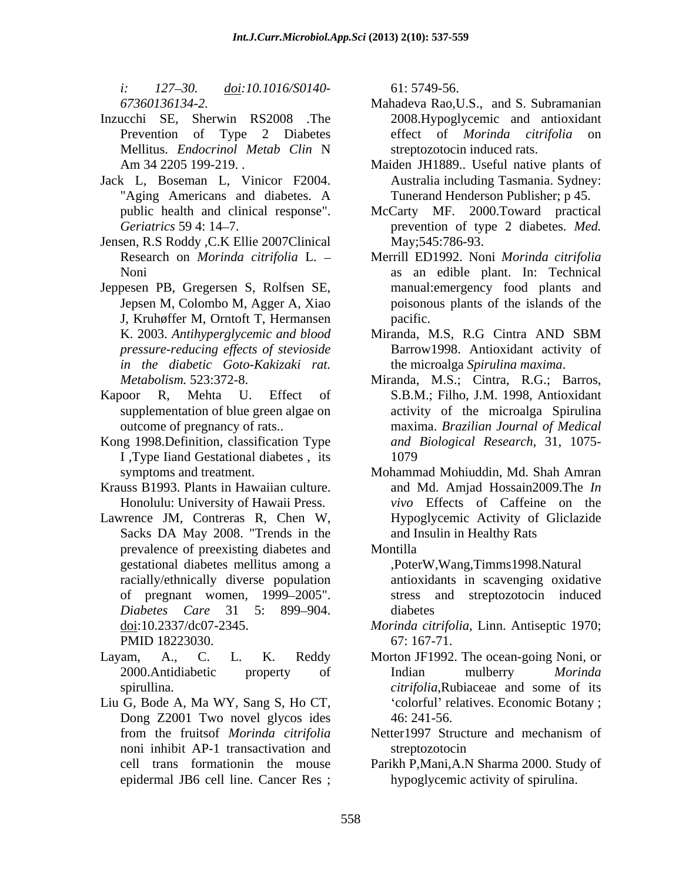i: 127–30. doi:10.1016/S0140-67360136134-2.

Inzucchi SE, Sherwin RS2008 .The Prevention of Type 2 Diabetes Mellitus. *Endocrinol Metab Clin* N Am 34 2205 199-219. .

Jack L, Boseman L, Vinicor F2004. "Aging Americans and diabetes. A public health and clinical response". *Geriatrics* 59 4: 14–7.

Jensen, R.S Roddy ,C.K Ellie 2007Clinical Research on *Morinda citrifolia* L. – Noni

Jeppesen PB, Gregersen S, Rolfsen SE, Jepsen M, Colombo M, Agger A, Xiao J, Kruhøffer M, Orntoft T, Hermansen K. 2003. *Antihyperglycemic and blood pressure-reducing effects of stevioside in the diabetic Goto-Kakizaki rat*. *Metabolism.* 523:372-8.

Kapoor R, Mehta U. Effect of supplementation of blue green algae on outcome of pregnancy of rats..

Kong 1998.Definition, classification Type I ,Type Iiand Gestational diabetes , its symptoms and treatment.

Krauss B1993. Plants in Hawaiian culture. Honolulu: University of Hawaii Press.

Lawrence JM, Contreras R, Chen W, Sacks DA May 2008. "Trends in the prevalence of preexisting diabetes and gestational diabetes mellitus among a racially/ethnically diverse population of pregnant women, 1999–2005". *Diabetes Care* 31 5: 899–904. doi:10.2337/dc07-2345. PMID 18223030.

Layam, A., C. L. K. Reddy 2000.Antidiabetic property of spirullina.

Liu G, Bode A, Ma WY, Sang S, Ho CT, Dong Z2001 Two novel glycos ides from the fruitsof *Morinda citrifolia* noni inhibit AP-1 transactivation and cell trans formationin the mouse epidermal JB6 cell line. Cancer Res ; 61: 5749-56.

Mahadeva Rao,U.S., and S. Subramanian 2008.Hypoglycemic and antioxidant effect of *Morinda citrifolia* on streptozotocin induced rats.

Maiden JH1889.. Useful native plants of Australia including Tasmania. Sydney: Tunerand Henderson Publisher; p 45.

McCarty MF. 2000.Toward practical prevention of type 2 diabetes. *Med.* May;545:786-93.

Merrill ED1992. Noni *Morinda citrifolia* as an edible plant. In: Technical manual:emergency food plants and poisonous plants of the islands of the pacific.

Miranda, M.S, R.G Cintra AND SBM Barrow1998. Antioxidant activity of the microalga *Spirulina maxima*.

Miranda, M.S.; Cintra, R.G.; Barros, S.B.M.; Filho, J.M. 1998, Antioxidant activity of the microalga Spirulina maxima. *Brazilian Journal of Medical and Biological Research*, 31, 1075-1079

Mohammad Mohiuddin, Md. Shah Amran and Md. Amjad Hossain2009.The *In vivo* Effects of Caffeine on the Hypoglycemic Activity of Gliclazide and Insulin in Healthy Rats

Montilla ,PoterW,Wang,Timms1998.Natural antioxidants in scavenging oxidative stress and streptozotocin induced diabetes

*Morinda citrifolia*, Linn. Antiseptic 1970; 67: 167-71.

Morton JF1992. The ocean-going Noni, or Indian mulberry *Morinda citrifolia*,Rubiaceae and some of its 'colorful' relatives. Economic Botany ; 46: 241-56.

Netter1997 Structure and mechanism of streptozotocin

Parikh P,Mani,A.N Sharma 2000. Study of hypoglycemic activity of spirulina.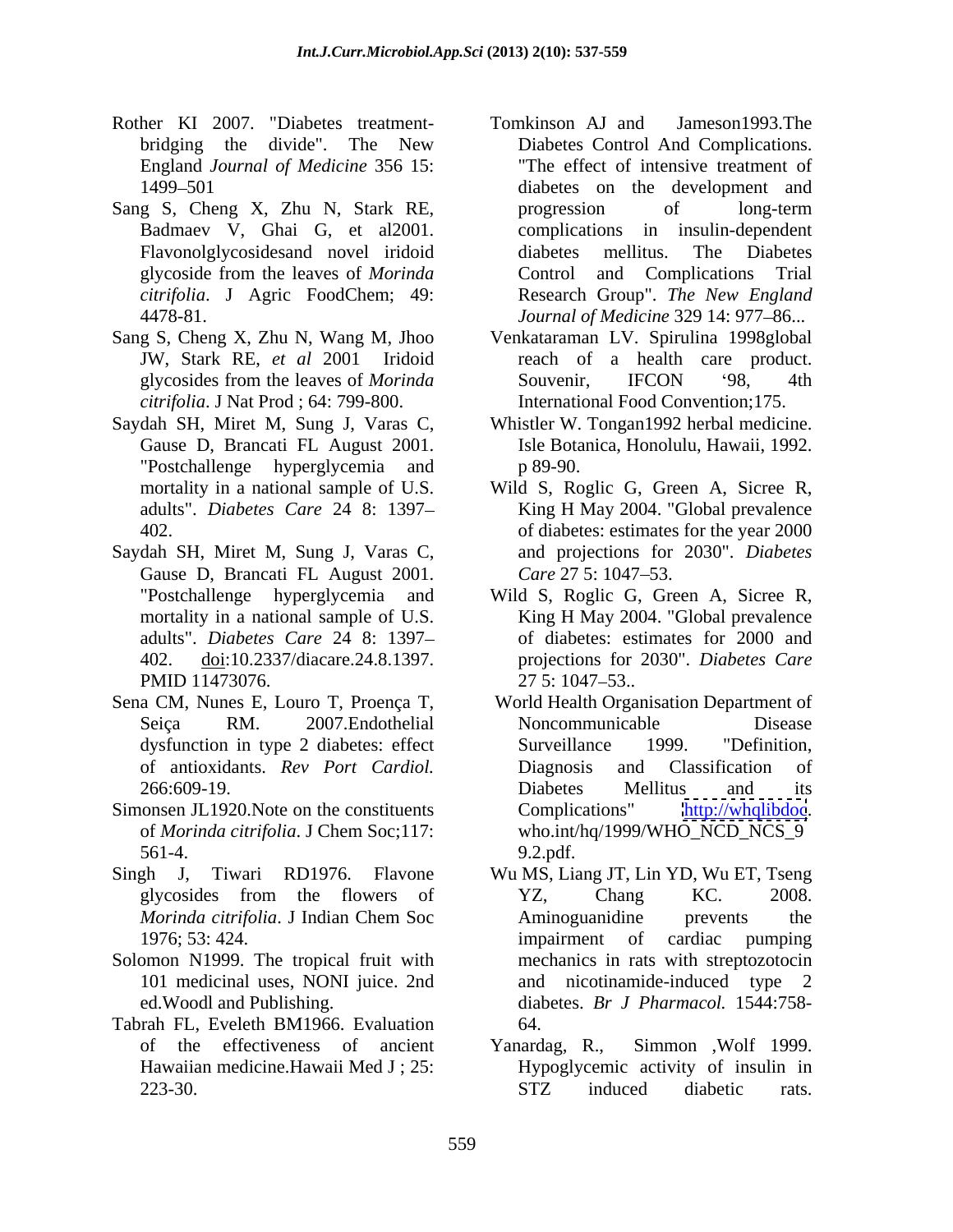Rother KI 2007. "Diabetes treatment-bridging the divide". The New England *Journal of Medicine* 356 15: 1499–501

Sang S, Cheng X, Zhu N, Stark RE, Badmaev V, Ghai G, et al2001. Flavonolglycosidesand novel iridoid glycoside from the leaves of *Morinda citrifolia*. J Agric FoodChem; 49: 4478-81.

Sang S, Cheng X, Zhu N, Wang M, Jhoo JW, Stark RE, *et al* 2001 Iridoid glycosides from the leaves of *Morinda citrifolia*. J Nat Prod ; 64: 799-800.

Saydah SH, Miret M, Sung J, Varas C, Gause D, Brancati FL August 2001. "Postchallenge hyperglycemia and mortality in a national sample of U.S. adults". *Diabetes Care* 24 8: 1397–402.

Saydah SH, Miret M, Sung J, Varas C, Gause D, Brancati FL August 2001. "Postchallenge hyperglycemia and mortality in a national sample of U.S. adults". *Diabetes Care* 24 8: 1397–402. doi:10.2337/diacare.24.8.1397. PMID 11473076.

Sena CM, Nunes E, Louro T, Proença T, Seiça RM. 2007.Endothelial dysfunction in type 2 diabetes: effect of antioxidants. *Rev Port Cardiol.* 266:609-19.

Simonsen JL1920.Note on the constituents of *Morinda citrifolia*. J Chem Soc;117: 561-4.

Singh J, Tiwari RD1976. Flavone glycosides from the flowers of *Morinda citrifolia*. J Indian Chem Soc 1976; 53: 424.

Solomon N1999. The tropical fruit with 101 medicinal uses, NONI juice. 2nd ed.Woodl and Publishing.

Tabrah FL, Eveleth BM1966. Evaluation of the effectiveness of ancient Hawaiian medicine.Hawaii Med J ; 25: 223-30.

Tomkinson AJ and Jameson1993.The Diabetes Control And Complications. "The effect of intensive treatment of diabetes on the development and progression of long-term complications in insulin-dependent diabetes mellitus. The Diabetes Control and Complications Trial Research Group". *The New England Journal of Medicine* 329 14: 977–86...

Venkataraman LV. Spirulina 1998global reach of a health care product. Souvenir, IFCON '98, 4th International Food Convention;175.

Whistler W. Tongan1992 herbal medicine. Isle Botanica, Honolulu, Hawaii, 1992. p 89-90.

Wild S, Roglic G, Green A, Sicree R, King H May 2004. "Global prevalence of diabetes: estimates for the year 2000 and projections for 2030". *Diabetes Care* 27 5: 1047–53.

Wild S, Roglic G, Green A, Sicree R, King H May 2004. "Global prevalence of diabetes: estimates for 2000 and projections for 2030". *Diabetes Care* 27 5: 1047–53..

World Health Organisation Department of Noncommunicable Disease Surveillance 1999. "Definition, Diagnosis and Classification of Diabetes Mellitus and its Complications" http://whqlibdoc.who.int/hq/1999/WHO_NCD_NCS_99.2.pdf.

Wu MS, Liang JT, Lin YD, Wu ET, Tseng YZ, Chang KC. 2008. Aminoguanidine prevents the impairment of cardiac pumping mechanics in rats with streptozotocin and nicotinamide-induced type 2 diabetes. *Br J Pharmacol.* 1544:758-64.

Yanardag, R., Simmon ,Wolf 1999. Hypoglycemic activity of insulin in STZ induced diabetic rats.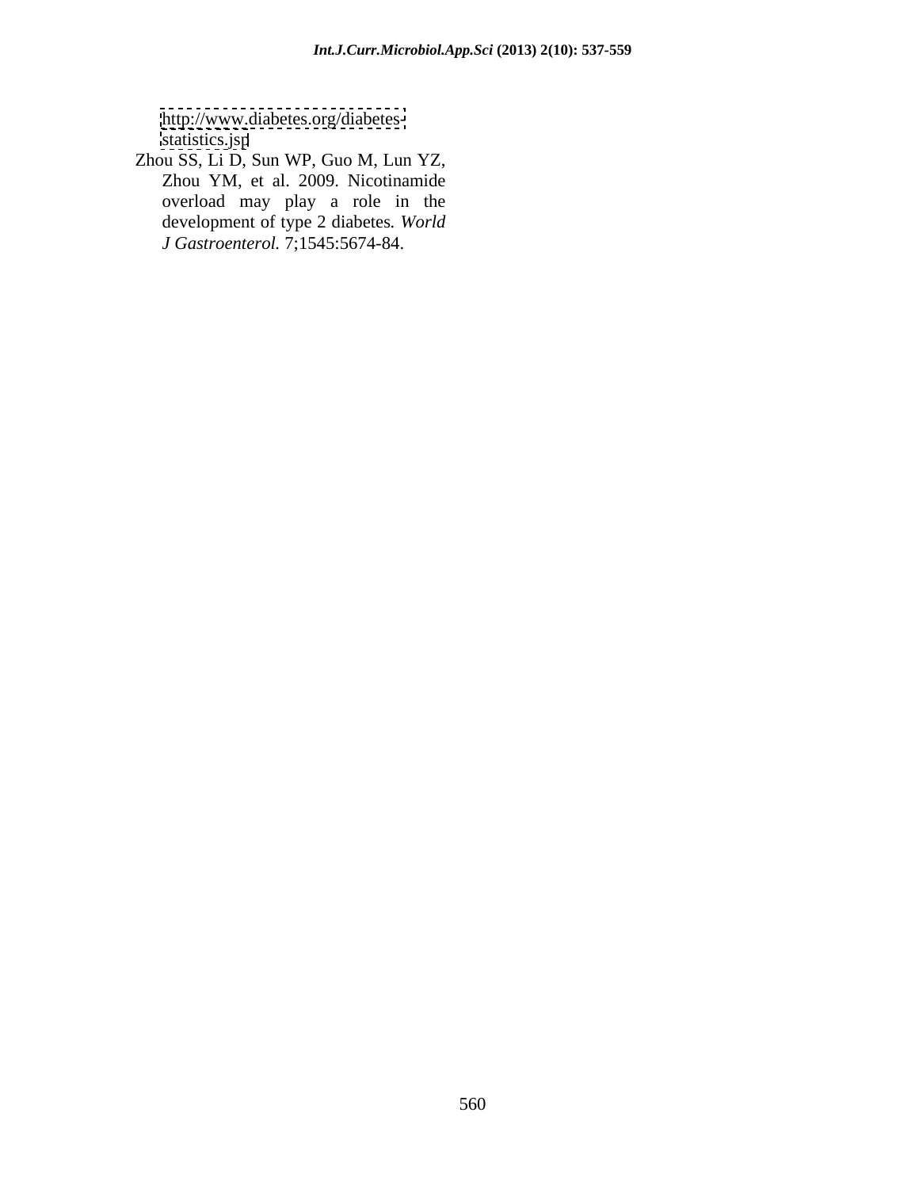http://www.diabetes.org/diabetes-statistics.jsp

Zhou SS, Li D, Sun WP, Guo M, Lun YZ, Zhou YM, et al. 2009. Nicotinamide overload may play a role in the development of type 2 diabetes. *World J Gastroenterol.* 7;1545:5674-84.